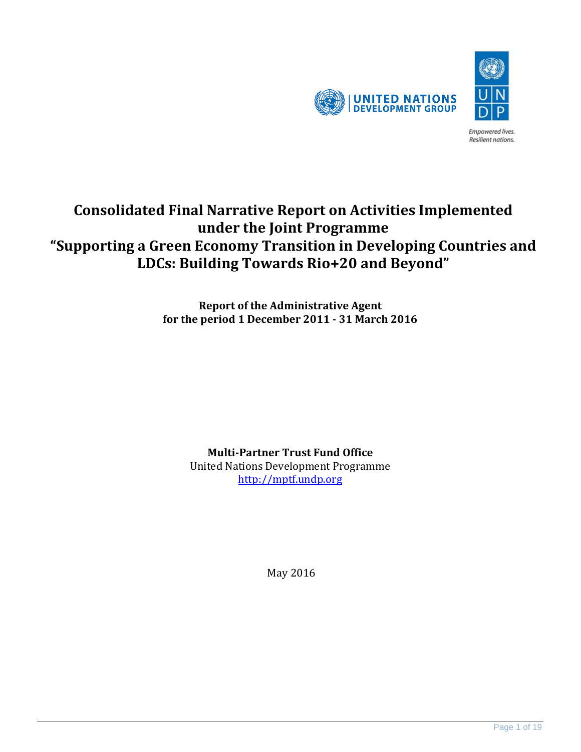# Consolidated Final Narrative Report on Activities Implemented under the Joint Programme "Supporting a Green Economy Transition in Developing Countries and LDCs: Building Towards Rio+20 and Beyond"

**Report of the Administrative Agent**
**for the period 1 December 2011 - 31 March 2016**

**Multi-Partner Trust Fund Office**
United Nations Development Programme
[http://mptf.undp.org](http://mptf.undp.org)

May 2016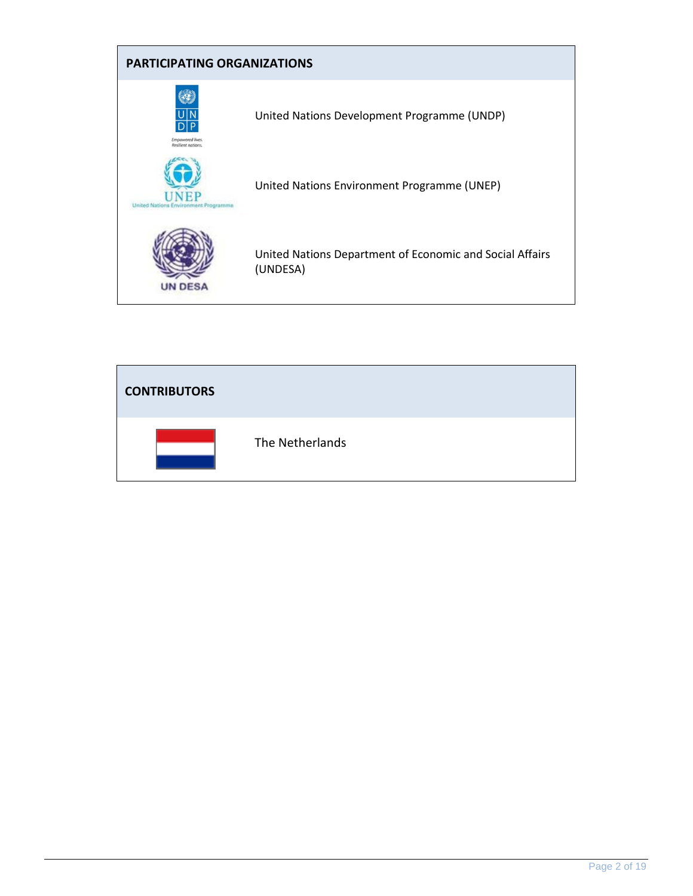## PARTICIPATING ORGANIZATIONS

United Nations Development Programme (UNDP)

United Nations Environment Programme (UNEP)

United Nations Department of Economic and Social Affairs (UNDESA)

## CONTRIBUTORS

The Netherlands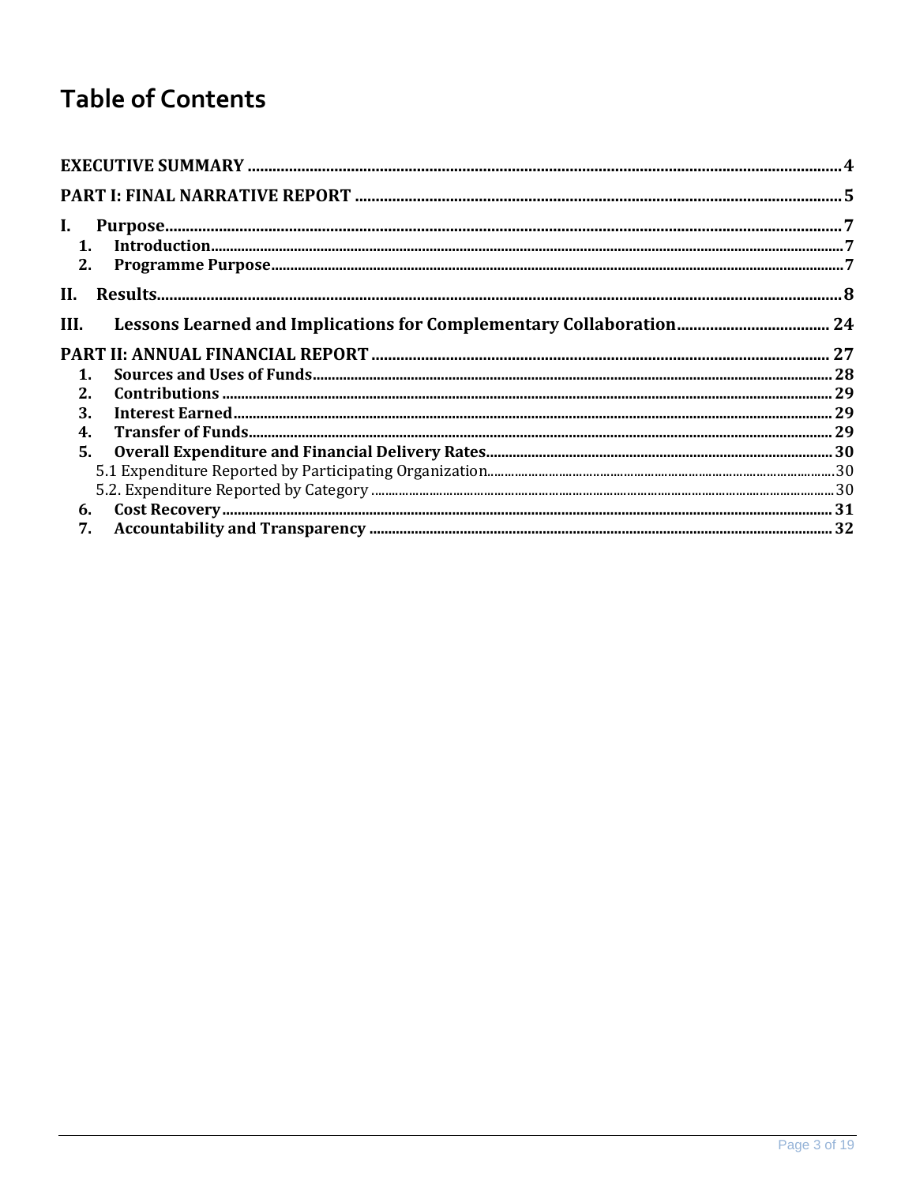# Table of Contents

EXECUTIVE SUMMARY ..... 4

PART I: FINAL NARRATIVE REPORT ..... 5

I. Purpose ..... 7
  1. Introduction ..... 7
  2. Programme Purpose ..... 7

II. Results ..... 8

III. Lessons Learned and Implications for Complementary Collaboration ..... 24

PART II: ANNUAL FINANCIAL REPORT ..... 27
  1. Sources and Uses of Funds ..... 28
  2. Contributions ..... 29
  3. Interest Earned ..... 29
  4. Transfer of Funds ..... 29
  5. Overall Expenditure and Financial Delivery Rates ..... 30
     5.1 Expenditure Reported by Participating Organization ..... 30
     5.2. Expenditure Reported by Category ..... 30
  6. Cost Recovery ..... 31
  7. Accountability and Transparency ..... 32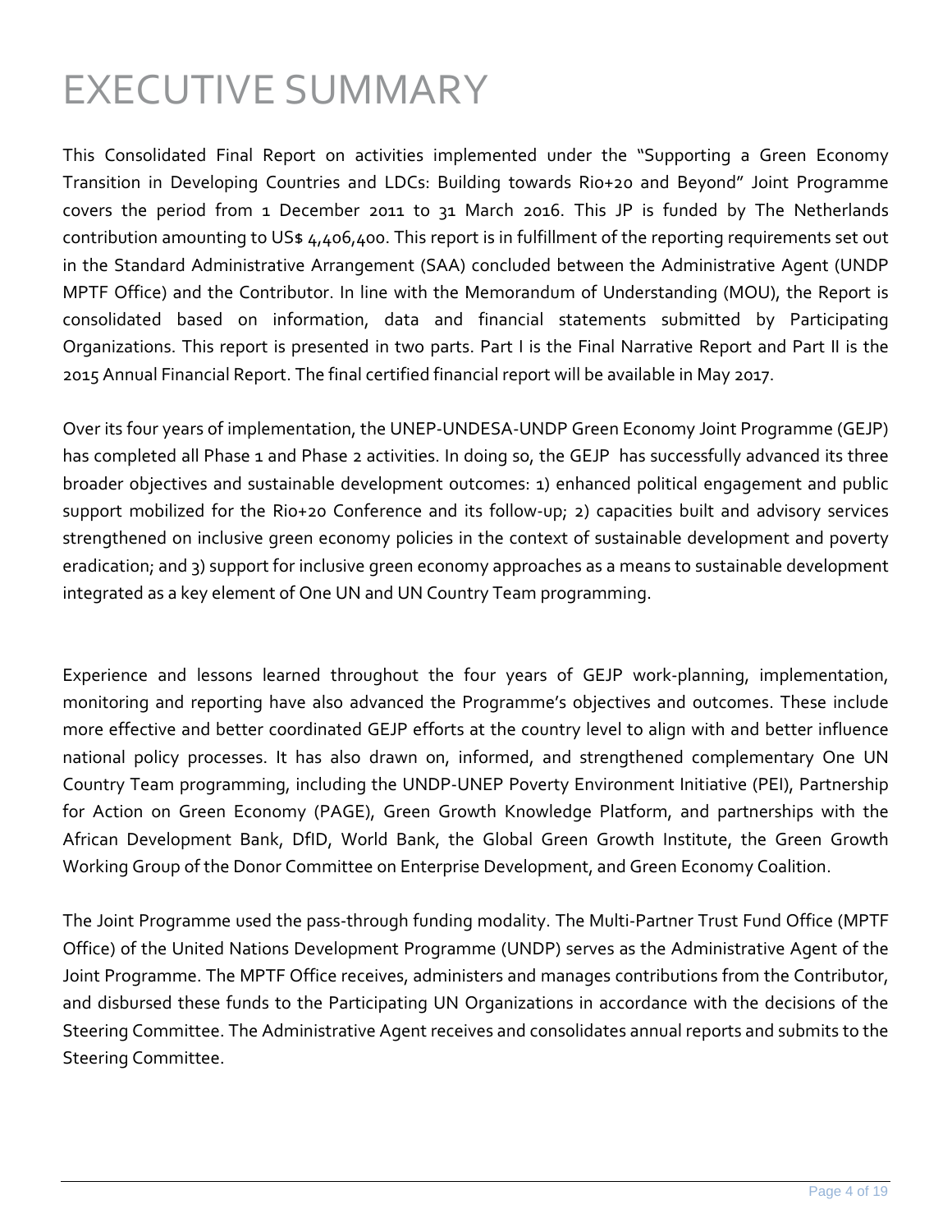# EXECUTIVE SUMMARY

This Consolidated Final Report on activities implemented under the "Supporting a Green Economy Transition in Developing Countries and LDCs: Building towards Rio+20 and Beyond" Joint Programme covers the period from 1 December 2011 to 31 March 2016. This JP is funded by The Netherlands contribution amounting to US$ 4,406,400. This report is in fulfillment of the reporting requirements set out in the Standard Administrative Arrangement (SAA) concluded between the Administrative Agent (UNDP MPTF Office) and the Contributor. In line with the Memorandum of Understanding (MOU), the Report is consolidated based on information, data and financial statements submitted by Participating Organizations. This report is presented in two parts. Part I is the Final Narrative Report and Part II is the 2015 Annual Financial Report. The final certified financial report will be available in May 2017.

Over its four years of implementation, the UNEP-UNDESA-UNDP Green Economy Joint Programme (GEJP) has completed all Phase 1 and Phase 2 activities. In doing so, the GEJP has successfully advanced its three broader objectives and sustainable development outcomes: 1) enhanced political engagement and public support mobilized for the Rio+20 Conference and its follow-up; 2) capacities built and advisory services strengthened on inclusive green economy policies in the context of sustainable development and poverty eradication; and 3) support for inclusive green economy approaches as a means to sustainable development integrated as a key element of One UN and UN Country Team programming.

Experience and lessons learned throughout the four years of GEJP work-planning, implementation, monitoring and reporting have also advanced the Programme's objectives and outcomes. These include more effective and better coordinated GEJP efforts at the country level to align with and better influence national policy processes. It has also drawn on, informed, and strengthened complementary One UN Country Team programming, including the UNDP-UNEP Poverty Environment Initiative (PEI), Partnership for Action on Green Economy (PAGE), Green Growth Knowledge Platform, and partnerships with the African Development Bank, DfID, World Bank, the Global Green Growth Institute, the Green Growth Working Group of the Donor Committee on Enterprise Development, and Green Economy Coalition.

The Joint Programme used the pass-through funding modality. The Multi-Partner Trust Fund Office (MPTF Office) of the United Nations Development Programme (UNDP) serves as the Administrative Agent of the Joint Programme. The MPTF Office receives, administers and manages contributions from the Contributor, and disbursed these funds to the Participating UN Organizations in accordance with the decisions of the Steering Committee. The Administrative Agent receives and consolidates annual reports and submits to the Steering Committee.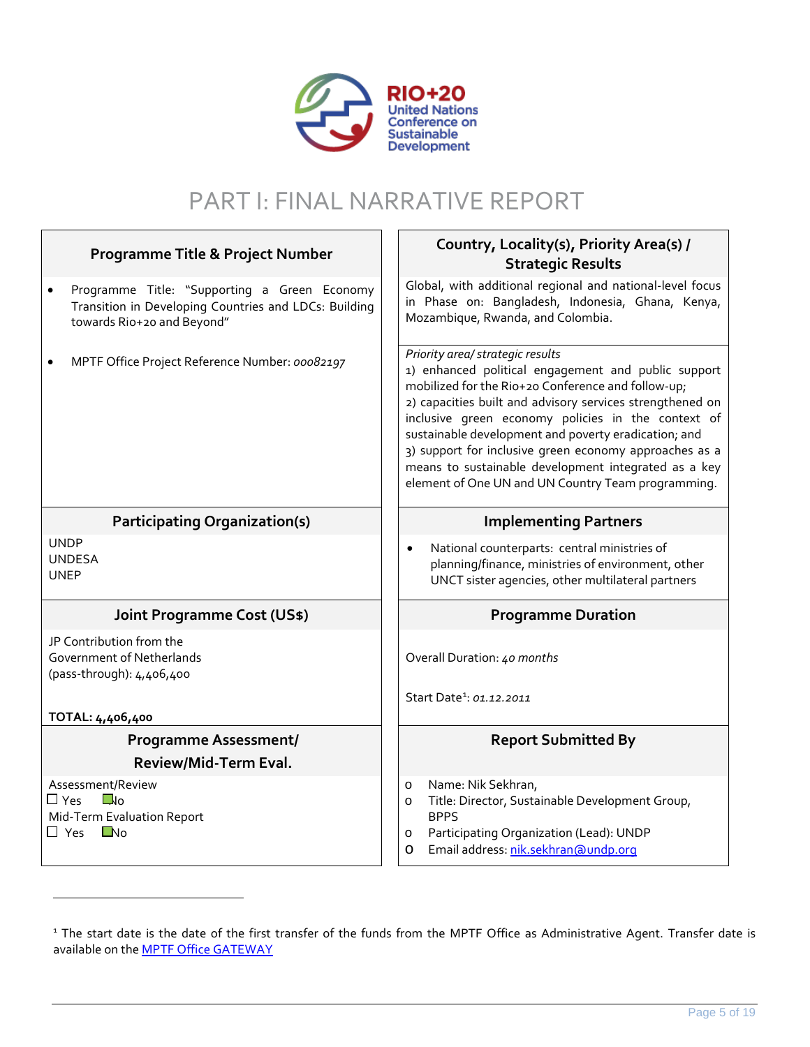RIO+20 United Nations Conference on Sustainable Development

# PART I: FINAL NARRATIVE REPORT

| Programme Title & Project Number | Country, Locality(s), Priority Area(s) / Strategic Results |
| --- | --- |
| • Programme Title: "Supporting a Green Economy Transition in Developing Countries and LDCs: Building towards Rio+20 and Beyond"<br><br>• MPTF Office Project Reference Number: *00082197* | Global, with additional regional and national-level focus in Phase on: Bangladesh, Indonesia, Ghana, Kenya, Mozambique, Rwanda, and Colombia.<br><br>*Priority area/ strategic results*<br>1) enhanced political engagement and public support mobilized for the Rio+20 Conference and follow-up;<br>2) capacities built and advisory services strengthened on inclusive green economy policies in the context of sustainable development and poverty eradication; and<br>3) support for inclusive green economy approaches as a means to sustainable development integrated as a key element of One UN and UN Country Team programming. |
| **Participating Organization(s)** | **Implementing Partners** |
| UNDP<br>UNDESA<br>UNEP | • National counterparts: central ministries of planning/finance, ministries of environment, other UNCT sister agencies, other multilateral partners |
| **Joint Programme Cost (US$)** | **Programme Duration** |
| JP Contribution from the Government of Netherlands (pass-through): 4,406,400<br><br>**TOTAL: 4,406,400** | Overall Duration: *40 months*<br><br>Start Date[1]: *01.12.2011* |
| **Programme Assessment/ Review/Mid-Term Eval.** | **Report Submitted By** |
| Assessment/Review<br>☐ Yes ☑ No<br>Mid-Term Evaluation Report<br>☐ Yes ☑ No | o Name: Nik Sekhran,<br>o Title: Director, Sustainable Development Group, BPPS<br>o Participating Organization (Lead): UNDP<br>o Email address: nik.sekhran@undp.org |

[1] The start date is the date of the first transfer of the funds from the MPTF Office as Administrative Agent. Transfer date is available on the MPTF Office GATEWAY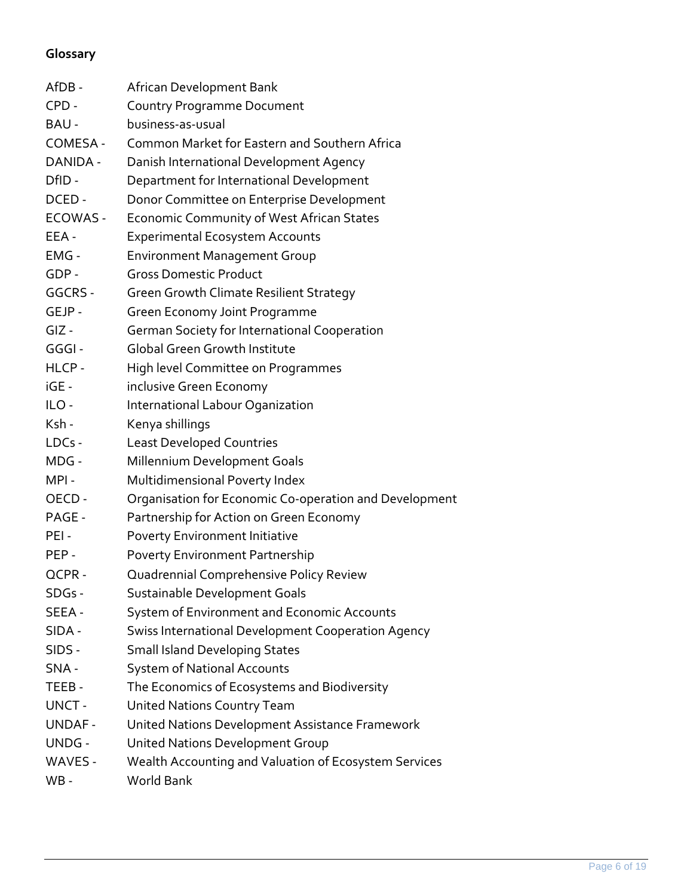## Glossary

AfDB - African Development Bank
CPD - Country Programme Document
BAU - business-as-usual
COMESA - Common Market for Eastern and Southern Africa
DANIDA - Danish International Development Agency
DfID - Department for International Development
DCED - Donor Committee on Enterprise Development
ECOWAS - Economic Community of West African States
EEA - Experimental Ecosystem Accounts
EMG - Environment Management Group
GDP - Gross Domestic Product
GGCRS - Green Growth Climate Resilient Strategy
GEJP - Green Economy Joint Programme
GIZ - German Society for International Cooperation
GGGI - Global Green Growth Institute
HLCP - High level Committee on Programmes
iGE - inclusive Green Economy
ILO - International Labour Oganization
Ksh - Kenya shillings
LDCs - Least Developed Countries
MDG - Millennium Development Goals
MPI - Multidimensional Poverty Index
OECD - Organisation for Economic Co-operation and Development
PAGE - Partnership for Action on Green Economy
PEI - Poverty Environment Initiative
PEP - Poverty Environment Partnership
QCPR - Quadrennial Comprehensive Policy Review
SDGs - Sustainable Development Goals
SEEA - System of Environment and Economic Accounts
SIDA - Swiss International Development Cooperation Agency
SIDS - Small Island Developing States
SNA - System of National Accounts
TEEB - The Economics of Ecosystems and Biodiversity
UNCT - United Nations Country Team
UNDAF - United Nations Development Assistance Framework
UNDG - United Nations Development Group
WAVES - Wealth Accounting and Valuation of Ecosystem Services
WB - World Bank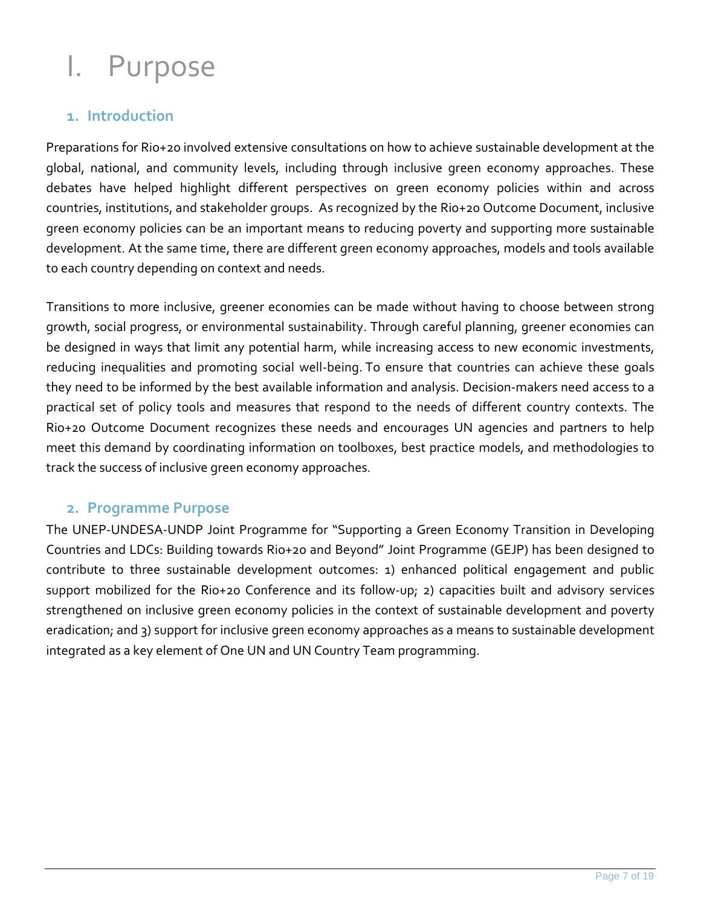# I. Purpose

## 1. Introduction

Preparations for Rio+20 involved extensive consultations on how to achieve sustainable development at the global, national, and community levels, including through inclusive green economy approaches. These debates have helped highlight different perspectives on green economy policies within and across countries, institutions, and stakeholder groups. As recognized by the Rio+20 Outcome Document, inclusive green economy policies can be an important means to reducing poverty and supporting more sustainable development. At the same time, there are different green economy approaches, models and tools available to each country depending on context and needs.

Transitions to more inclusive, greener economies can be made without having to choose between strong growth, social progress, or environmental sustainability. Through careful planning, greener economies can be designed in ways that limit any potential harm, while increasing access to new economic investments, reducing inequalities and promoting social well-being. To ensure that countries can achieve these goals they need to be informed by the best available information and analysis. Decision-makers need access to a practical set of policy tools and measures that respond to the needs of different country contexts. The Rio+20 Outcome Document recognizes these needs and encourages UN agencies and partners to help meet this demand by coordinating information on toolboxes, best practice models, and methodologies to track the success of inclusive green economy approaches.

## 2. Programme Purpose

The UNEP-UNDESA-UNDP Joint Programme for "Supporting a Green Economy Transition in Developing Countries and LDCs: Building towards Rio+20 and Beyond" Joint Programme (GEJP) has been designed to contribute to three sustainable development outcomes: 1) enhanced political engagement and public support mobilized for the Rio+20 Conference and its follow-up; 2) capacities built and advisory services strengthened on inclusive green economy policies in the context of sustainable development and poverty eradication; and 3) support for inclusive green economy approaches as a means to sustainable development integrated as a key element of One UN and UN Country Team programming.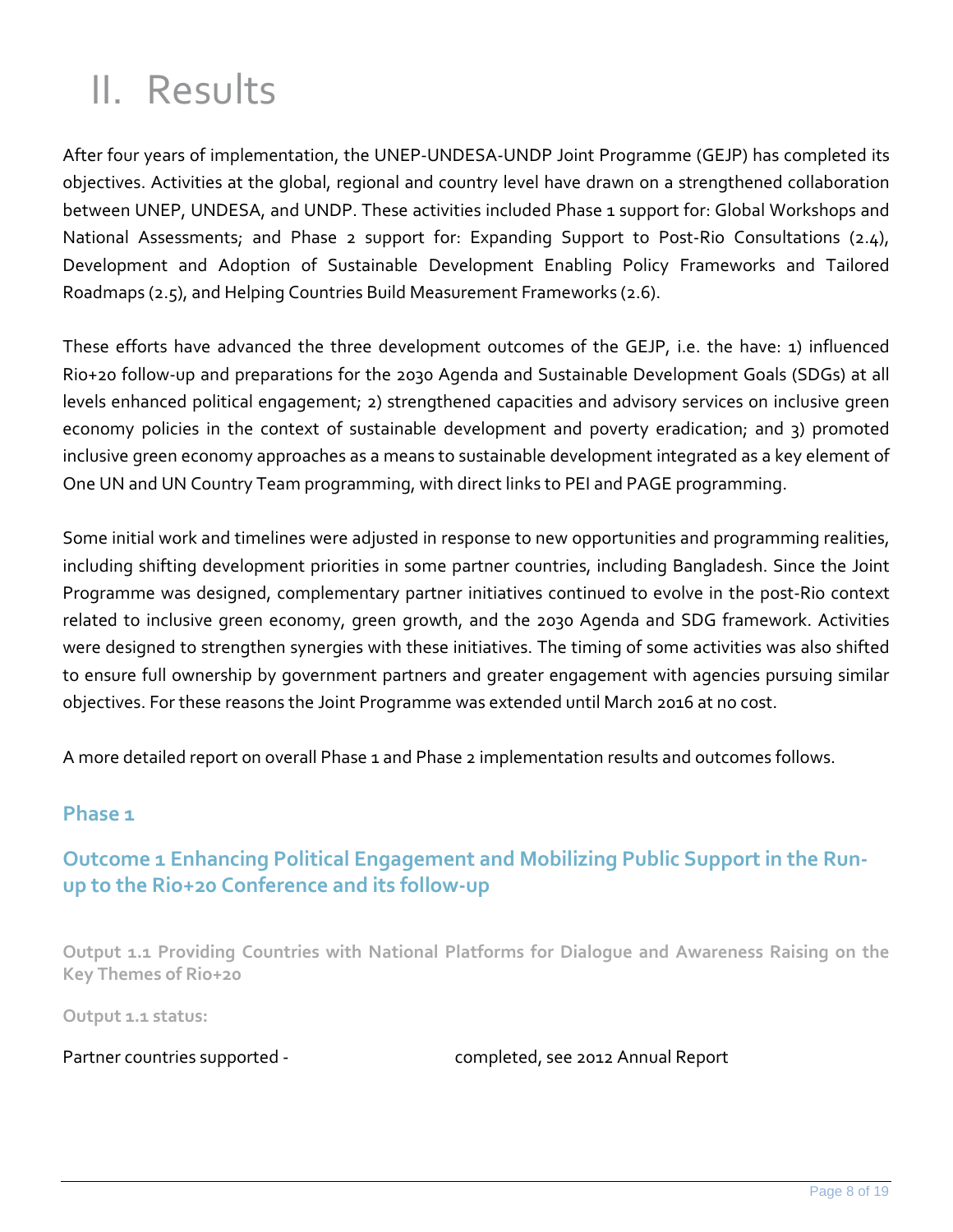# II. Results

After four years of implementation, the UNEP-UNDESA-UNDP Joint Programme (GEJP) has completed its objectives. Activities at the global, regional and country level have drawn on a strengthened collaboration between UNEP, UNDESA, and UNDP. These activities included Phase 1 support for: Global Workshops and National Assessments; and Phase 2 support for: Expanding Support to Post-Rio Consultations (2.4), Development and Adoption of Sustainable Development Enabling Policy Frameworks and Tailored Roadmaps (2.5), and Helping Countries Build Measurement Frameworks (2.6).

These efforts have advanced the three development outcomes of the GEJP, i.e. the have: 1) influenced Rio+20 follow-up and preparations for the 2030 Agenda and Sustainable Development Goals (SDGs) at all levels enhanced political engagement; 2) strengthened capacities and advisory services on inclusive green economy policies in the context of sustainable development and poverty eradication; and 3) promoted inclusive green economy approaches as a means to sustainable development integrated as a key element of One UN and UN Country Team programming, with direct links to PEI and PAGE programming.

Some initial work and timelines were adjusted in response to new opportunities and programming realities, including shifting development priorities in some partner countries, including Bangladesh. Since the Joint Programme was designed, complementary partner initiatives continued to evolve in the post-Rio context related to inclusive green economy, green growth, and the 2030 Agenda and SDG framework. Activities were designed to strengthen synergies with these initiatives. The timing of some activities was also shifted to ensure full ownership by government partners and greater engagement with agencies pursuing similar objectives. For these reasons the Joint Programme was extended until March 2016 at no cost.

A more detailed report on overall Phase 1 and Phase 2 implementation results and outcomes follows.

## Phase 1

### Outcome 1 Enhancing Political Engagement and Mobilizing Public Support in the Run-up to the Rio+20 Conference and its follow-up

#### Output 1.1 Providing Countries with National Platforms for Dialogue and Awareness Raising on the Key Themes of Rio+20

**Output 1.1 status:**

Partner countries supported - completed, see 2012 Annual Report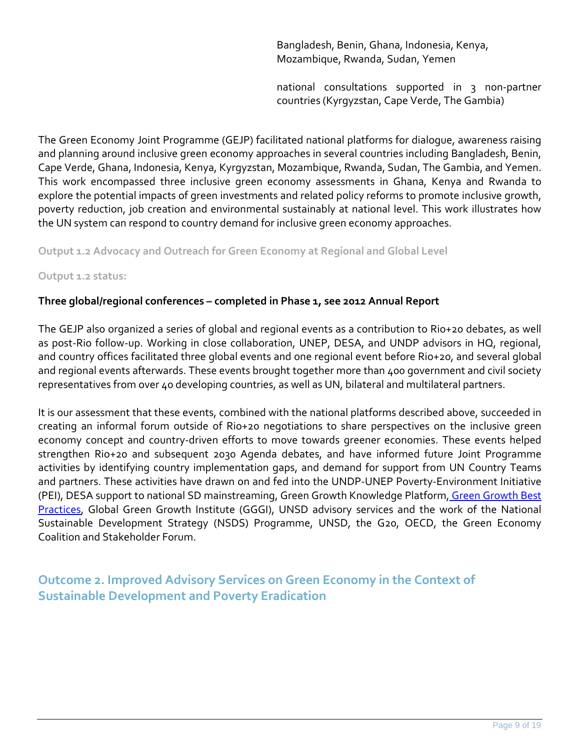Bangladesh, Benin, Ghana, Indonesia, Kenya, Mozambique, Rwanda, Sudan, Yemen

national consultations supported in 3 non-partner countries (Kyrgyzstan, Cape Verde, The Gambia)

The Green Economy Joint Programme (GEJP) facilitated national platforms for dialogue, awareness raising and planning around inclusive green economy approaches in several countries including Bangladesh, Benin, Cape Verde, Ghana, Indonesia, Kenya, Kyrgyzstan, Mozambique, Rwanda, Sudan, The Gambia, and Yemen. This work encompassed three inclusive green economy assessments in Ghana, Kenya and Rwanda to explore the potential impacts of green investments and related policy reforms to promote inclusive growth, poverty reduction, job creation and environmental sustainably at national level. This work illustrates how the UN system can respond to country demand for inclusive green economy approaches.

**Output 1.2 Advocacy and Outreach for Green Economy at Regional and Global Level**

**Output 1.2 status:**

**Three global/regional conferences – completed in Phase 1, see 2012 Annual Report**

The GEJP also organized a series of global and regional events as a contribution to Rio+20 debates, as well as post-Rio follow-up. Working in close collaboration, UNEP, DESA, and UNDP advisors in HQ, regional, and country offices facilitated three global events and one regional event before Rio+20, and several global and regional events afterwards. These events brought together more than 400 government and civil society representatives from over 40 developing countries, as well as UN, bilateral and multilateral partners.

It is our assessment that these events, combined with the national platforms described above, succeeded in creating an informal forum outside of Rio+20 negotiations to share perspectives on the inclusive green economy concept and country-driven efforts to move towards greener economies. These events helped strengthen Rio+20 and subsequent 2030 Agenda debates, and have informed future Joint Programme activities by identifying country implementation gaps, and demand for support from UN Country Teams and partners. These activities have drawn on and fed into the UNDP-UNEP Poverty-Environment Initiative (PEI), DESA support to national SD mainstreaming, Green Growth Knowledge Platform, Green Growth Best Practices, Global Green Growth Institute (GGGI), UNSD advisory services and the work of the National Sustainable Development Strategy (NSDS) Programme, UNSD, the G20, OECD, the Green Economy Coalition and Stakeholder Forum.

## Outcome 2. Improved Advisory Services on Green Economy in the Context of Sustainable Development and Poverty Eradication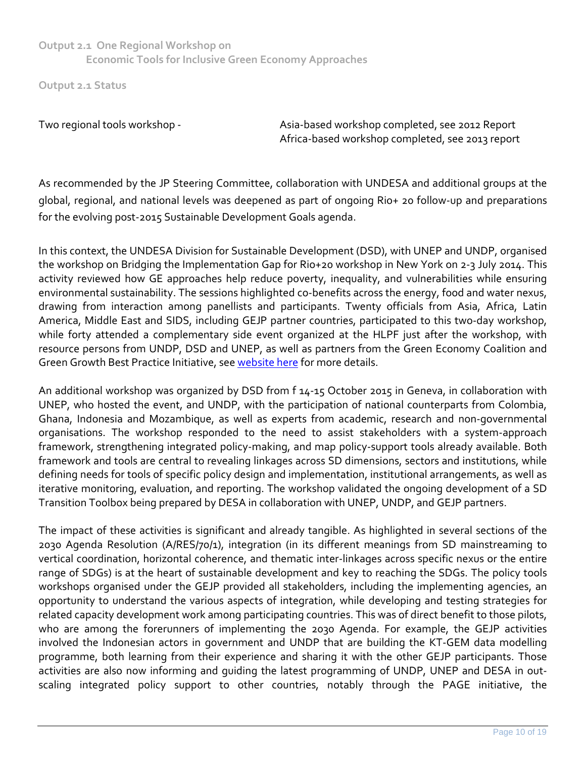### Output 2.1 One Regional Workshop on Economic Tools for Inclusive Green Economy Approaches

**Output 2.1 Status**

| Two regional tools workshop - | Asia-based workshop completed, see 2012 Report<br>Africa-based workshop completed, see 2013 report |
|---|---|

As recommended by the JP Steering Committee, collaboration with UNDESA and additional groups at the global, regional, and national levels was deepened as part of ongoing Rio+ 20 follow-up and preparations for the evolving post-2015 Sustainable Development Goals agenda.

In this context, the UNDESA Division for Sustainable Development (DSD), with UNEP and UNDP, organised the workshop on Bridging the Implementation Gap for Rio+20 workshop in New York on 2-3 July 2014. This activity reviewed how GE approaches help reduce poverty, inequality, and vulnerabilities while ensuring environmental sustainability. The sessions highlighted co-benefits across the energy, food and water nexus, drawing from interaction among panellists and participants. Twenty officials from Asia, Africa, Latin America, Middle East and SIDS, including GEJP partner countries, participated to this two-day workshop, while forty attended a complementary side event organized at the HLPF just after the workshop, with resource persons from UNDP, DSD and UNEP, as well as partners from the Green Economy Coalition and Green Growth Best Practice Initiative, see website here for more details.

An additional workshop was organized by DSD from f 14-15 October 2015 in Geneva, in collaboration with UNEP, who hosted the event, and UNDP, with the participation of national counterparts from Colombia, Ghana, Indonesia and Mozambique, as well as experts from academic, research and non-governmental organisations. The workshop responded to the need to assist stakeholders with a system-approach framework, strengthening integrated policy-making, and map policy-support tools already available. Both framework and tools are central to revealing linkages across SD dimensions, sectors and institutions, while defining needs for tools of specific policy design and implementation, institutional arrangements, as well as iterative monitoring, evaluation, and reporting. The workshop validated the ongoing development of a SD Transition Toolbox being prepared by DESA in collaboration with UNEP, UNDP, and GEJP partners.

The impact of these activities is significant and already tangible. As highlighted in several sections of the 2030 Agenda Resolution (A/RES/70/1), integration (in its different meanings from SD mainstreaming to vertical coordination, horizontal coherence, and thematic inter-linkages across specific nexus or the entire range of SDGs) is at the heart of sustainable development and key to reaching the SDGs. The policy tools workshops organised under the GEJP provided all stakeholders, including the implementing agencies, an opportunity to understand the various aspects of integration, while developing and testing strategies for related capacity development work among participating countries. This was of direct benefit to those pilots, who are among the forerunners of implementing the 2030 Agenda. For example, the GEJP activities involved the Indonesian actors in government and UNDP that are building the KT-GEM data modelling programme, both learning from their experience and sharing it with the other GEJP participants. Those activities are also now informing and guiding the latest programming of UNDP, UNEP and DESA in out-scaling integrated policy support to other countries, notably through the PAGE initiative, the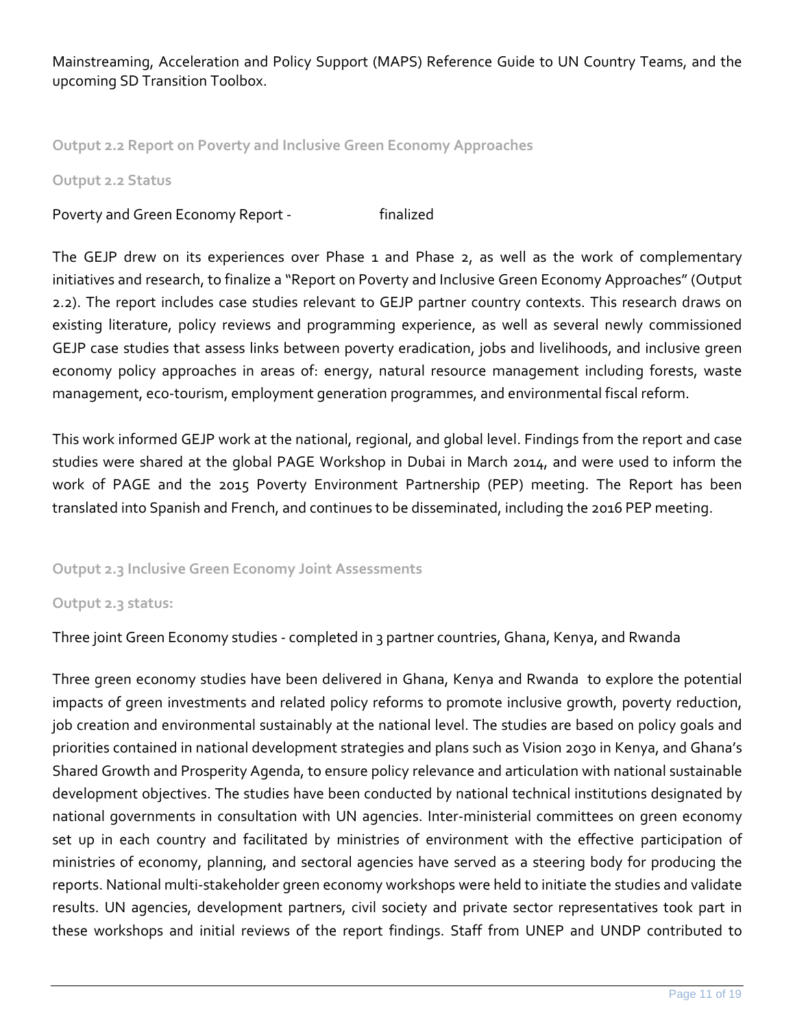Mainstreaming, Acceleration and Policy Support (MAPS) Reference Guide to UN Country Teams, and the upcoming SD Transition Toolbox.

### Output 2.2 Report on Poverty and Inclusive Green Economy Approaches

#### Output 2.2 Status

Poverty and Green Economy Report - finalized

The GEJP drew on its experiences over Phase 1 and Phase 2, as well as the work of complementary initiatives and research, to finalize a "Report on Poverty and Inclusive Green Economy Approaches" (Output 2.2). The report includes case studies relevant to GEJP partner country contexts. This research draws on existing literature, policy reviews and programming experience, as well as several newly commissioned GEJP case studies that assess links between poverty eradication, jobs and livelihoods, and inclusive green economy policy approaches in areas of: energy, natural resource management including forests, waste management, eco-tourism, employment generation programmes, and environmental fiscal reform.

This work informed GEJP work at the national, regional, and global level. Findings from the report and case studies were shared at the global PAGE Workshop in Dubai in March 2014, and were used to inform the work of PAGE and the 2015 Poverty Environment Partnership (PEP) meeting. The Report has been translated into Spanish and French, and continues to be disseminated, including the 2016 PEP meeting.

### Output 2.3 Inclusive Green Economy Joint Assessments

#### Output 2.3 status:

Three joint Green Economy studies - completed in 3 partner countries, Ghana, Kenya, and Rwanda

Three green economy studies have been delivered in Ghana, Kenya and Rwanda to explore the potential impacts of green investments and related policy reforms to promote inclusive growth, poverty reduction, job creation and environmental sustainably at the national level. The studies are based on policy goals and priorities contained in national development strategies and plans such as Vision 2030 in Kenya, and Ghana's Shared Growth and Prosperity Agenda, to ensure policy relevance and articulation with national sustainable development objectives. The studies have been conducted by national technical institutions designated by national governments in consultation with UN agencies. Inter-ministerial committees on green economy set up in each country and facilitated by ministries of environment with the effective participation of ministries of economy, planning, and sectoral agencies have served as a steering body for producing the reports. National multi-stakeholder green economy workshops were held to initiate the studies and validate results. UN agencies, development partners, civil society and private sector representatives took part in these workshops and initial reviews of the report findings. Staff from UNEP and UNDP contributed to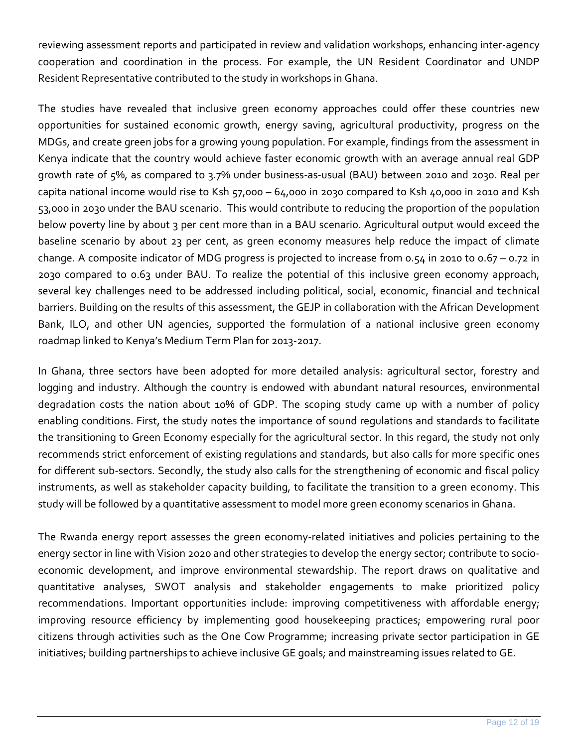reviewing assessment reports and participated in review and validation workshops, enhancing inter-agency cooperation and coordination in the process. For example, the UN Resident Coordinator and UNDP Resident Representative contributed to the study in workshops in Ghana.

The studies have revealed that inclusive green economy approaches could offer these countries new opportunities for sustained economic growth, energy saving, agricultural productivity, progress on the MDGs, and create green jobs for a growing young population. For example, findings from the assessment in Kenya indicate that the country would achieve faster economic growth with an average annual real GDP growth rate of 5%, as compared to 3.7% under business-as-usual (BAU) between 2010 and 2030. Real per capita national income would rise to Ksh 57,000 – 64,000 in 2030 compared to Ksh 40,000 in 2010 and Ksh 53,000 in 2030 under the BAU scenario. This would contribute to reducing the proportion of the population below poverty line by about 3 per cent more than in a BAU scenario. Agricultural output would exceed the baseline scenario by about 23 per cent, as green economy measures help reduce the impact of climate change. A composite indicator of MDG progress is projected to increase from 0.54 in 2010 to 0.67 – 0.72 in 2030 compared to 0.63 under BAU. To realize the potential of this inclusive green economy approach, several key challenges need to be addressed including political, social, economic, financial and technical barriers. Building on the results of this assessment, the GEJP in collaboration with the African Development Bank, ILO, and other UN agencies, supported the formulation of a national inclusive green economy roadmap linked to Kenya's Medium Term Plan for 2013-2017.

In Ghana, three sectors have been adopted for more detailed analysis: agricultural sector, forestry and logging and industry. Although the country is endowed with abundant natural resources, environmental degradation costs the nation about 10% of GDP. The scoping study came up with a number of policy enabling conditions. First, the study notes the importance of sound regulations and standards to facilitate the transitioning to Green Economy especially for the agricultural sector. In this regard, the study not only recommends strict enforcement of existing regulations and standards, but also calls for more specific ones for different sub-sectors. Secondly, the study also calls for the strengthening of economic and fiscal policy instruments, as well as stakeholder capacity building, to facilitate the transition to a green economy. This study will be followed by a quantitative assessment to model more green economy scenarios in Ghana.

The Rwanda energy report assesses the green economy-related initiatives and policies pertaining to the energy sector in line with Vision 2020 and other strategies to develop the energy sector; contribute to socio-economic development, and improve environmental stewardship. The report draws on qualitative and quantitative analyses, SWOT analysis and stakeholder engagements to make prioritized policy recommendations. Important opportunities include: improving competitiveness with affordable energy; improving resource efficiency by implementing good housekeeping practices; empowering rural poor citizens through activities such as the One Cow Programme; increasing private sector participation in GE initiatives; building partnerships to achieve inclusive GE goals; and mainstreaming issues related to GE.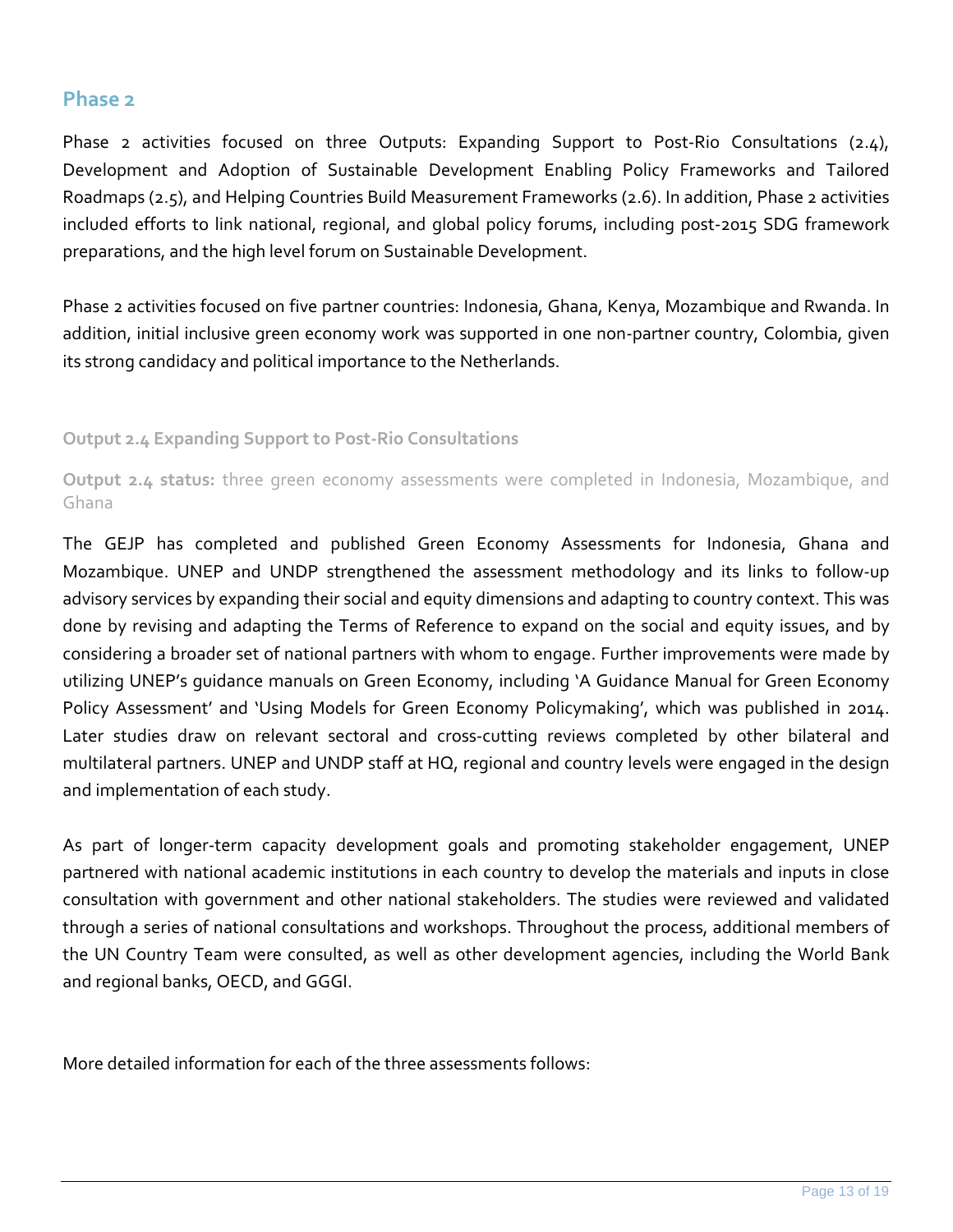## Phase 2

Phase 2 activities focused on three Outputs: Expanding Support to Post-Rio Consultations (2.4), Development and Adoption of Sustainable Development Enabling Policy Frameworks and Tailored Roadmaps (2.5), and Helping Countries Build Measurement Frameworks (2.6). In addition, Phase 2 activities included efforts to link national, regional, and global policy forums, including post-2015 SDG framework preparations, and the high level forum on Sustainable Development.

Phase 2 activities focused on five partner countries: Indonesia, Ghana, Kenya, Mozambique and Rwanda. In addition, initial inclusive green economy work was supported in one non-partner country, Colombia, given its strong candidacy and political importance to the Netherlands.

### Output 2.4 Expanding Support to Post-Rio Consultations

**Output 2.4 status:** three green economy assessments were completed in Indonesia, Mozambique, and Ghana

The GEJP has completed and published Green Economy Assessments for Indonesia, Ghana and Mozambique. UNEP and UNDP strengthened the assessment methodology and its links to follow-up advisory services by expanding their social and equity dimensions and adapting to country context. This was done by revising and adapting the Terms of Reference to expand on the social and equity issues, and by considering a broader set of national partners with whom to engage. Further improvements were made by utilizing UNEP's guidance manuals on Green Economy, including 'A Guidance Manual for Green Economy Policy Assessment' and 'Using Models for Green Economy Policymaking', which was published in 2014. Later studies draw on relevant sectoral and cross-cutting reviews completed by other bilateral and multilateral partners. UNEP and UNDP staff at HQ, regional and country levels were engaged in the design and implementation of each study.

As part of longer-term capacity development goals and promoting stakeholder engagement, UNEP partnered with national academic institutions in each country to develop the materials and inputs in close consultation with government and other national stakeholders. The studies were reviewed and validated through a series of national consultations and workshops. Throughout the process, additional members of the UN Country Team were consulted, as well as other development agencies, including the World Bank and regional banks, OECD, and GGGI.

More detailed information for each of the three assessments follows: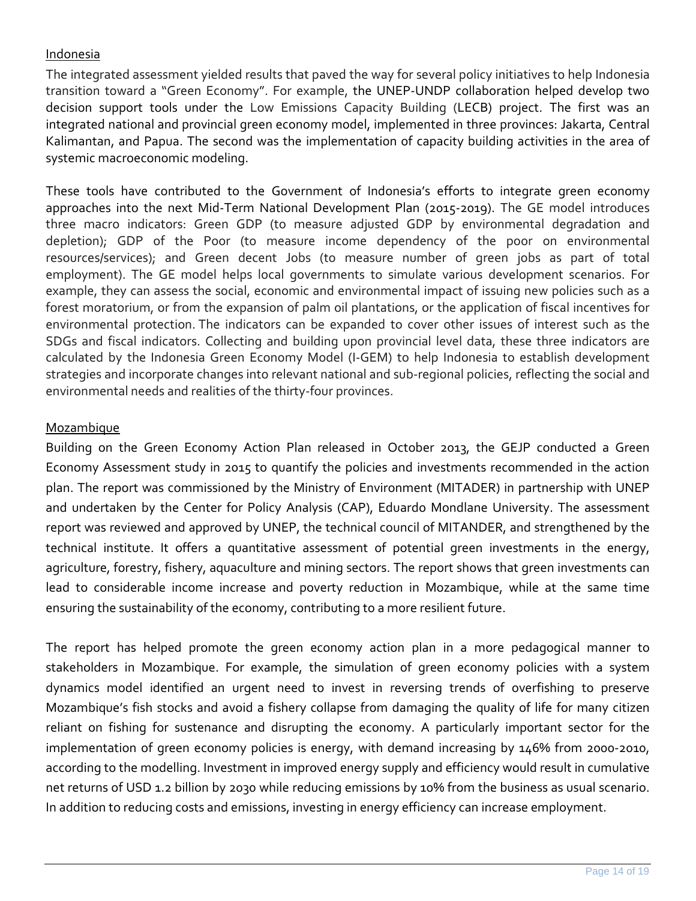Indonesia

The integrated assessment yielded results that paved the way for several policy initiatives to help Indonesia transition toward a "Green Economy". For example, the UNEP-UNDP collaboration helped develop two decision support tools under the Low Emissions Capacity Building (LECB) project. The first was an integrated national and provincial green economy model, implemented in three provinces: Jakarta, Central Kalimantan, and Papua. The second was the implementation of capacity building activities in the area of systemic macroeconomic modeling.

These tools have contributed to the Government of Indonesia's efforts to integrate green economy approaches into the next Mid-Term National Development Plan (2015-2019). The GE model introduces three macro indicators: Green GDP (to measure adjusted GDP by environmental degradation and depletion); GDP of the Poor (to measure income dependency of the poor on environmental resources/services); and Green decent Jobs (to measure number of green jobs as part of total employment). The GE model helps local governments to simulate various development scenarios. For example, they can assess the social, economic and environmental impact of issuing new policies such as a forest moratorium, or from the expansion of palm oil plantations, or the application of fiscal incentives for environmental protection. The indicators can be expanded to cover other issues of interest such as the SDGs and fiscal indicators. Collecting and building upon provincial level data, these three indicators are calculated by the Indonesia Green Economy Model (I-GEM) to help Indonesia to establish development strategies and incorporate changes into relevant national and sub-regional policies, reflecting the social and environmental needs and realities of the thirty-four provinces.

Mozambique

Building on the Green Economy Action Plan released in October 2013, the GEJP conducted a Green Economy Assessment study in 2015 to quantify the policies and investments recommended in the action plan. The report was commissioned by the Ministry of Environment (MITADER) in partnership with UNEP and undertaken by the Center for Policy Analysis (CAP), Eduardo Mondlane University. The assessment report was reviewed and approved by UNEP, the technical council of MITANDER, and strengthened by the technical institute. It offers a quantitative assessment of potential green investments in the energy, agriculture, forestry, fishery, aquaculture and mining sectors. The report shows that green investments can lead to considerable income increase and poverty reduction in Mozambique, while at the same time ensuring the sustainability of the economy, contributing to a more resilient future.

The report has helped promote the green economy action plan in a more pedagogical manner to stakeholders in Mozambique. For example, the simulation of green economy policies with a system dynamics model identified an urgent need to invest in reversing trends of overfishing to preserve Mozambique's fish stocks and avoid a fishery collapse from damaging the quality of life for many citizen reliant on fishing for sustenance and disrupting the economy. A particularly important sector for the implementation of green economy policies is energy, with demand increasing by 146% from 2000-2010, according to the modelling. Investment in improved energy supply and efficiency would result in cumulative net returns of USD 1.2 billion by 2030 while reducing emissions by 10% from the business as usual scenario. In addition to reducing costs and emissions, investing in energy efficiency can increase employment.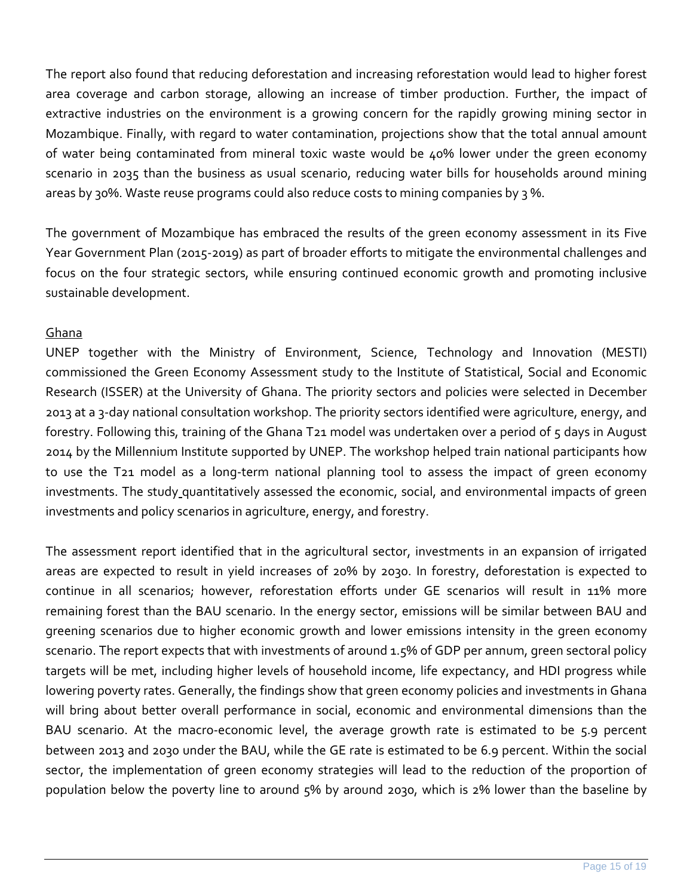The report also found that reducing deforestation and increasing reforestation would lead to higher forest area coverage and carbon storage, allowing an increase of timber production. Further, the impact of extractive industries on the environment is a growing concern for the rapidly growing mining sector in Mozambique. Finally, with regard to water contamination, projections show that the total annual amount of water being contaminated from mineral toxic waste would be 40% lower under the green economy scenario in 2035 than the business as usual scenario, reducing water bills for households around mining areas by 30%. Waste reuse programs could also reduce costs to mining companies by 3 %.

The government of Mozambique has embraced the results of the green economy assessment in its Five Year Government Plan (2015-2019) as part of broader efforts to mitigate the environmental challenges and focus on the four strategic sectors, while ensuring continued economic growth and promoting inclusive sustainable development.

Ghana

UNEP together with the Ministry of Environment, Science, Technology and Innovation (MESTI) commissioned the Green Economy Assessment study to the Institute of Statistical, Social and Economic Research (ISSER) at the University of Ghana. The priority sectors and policies were selected in December 2013 at a 3-day national consultation workshop. The priority sectors identified were agriculture, energy, and forestry. Following this, training of the Ghana T21 model was undertaken over a period of 5 days in August 2014 by the Millennium Institute supported by UNEP. The workshop helped train national participants how to use the T21 model as a long-term national planning tool to assess the impact of green economy investments. The study quantitatively assessed the economic, social, and environmental impacts of green investments and policy scenarios in agriculture, energy, and forestry.

The assessment report identified that in the agricultural sector, investments in an expansion of irrigated areas are expected to result in yield increases of 20% by 2030. In forestry, deforestation is expected to continue in all scenarios; however, reforestation efforts under GE scenarios will result in 11% more remaining forest than the BAU scenario. In the energy sector, emissions will be similar between BAU and greening scenarios due to higher economic growth and lower emissions intensity in the green economy scenario. The report expects that with investments of around 1.5% of GDP per annum, green sectoral policy targets will be met, including higher levels of household income, life expectancy, and HDI progress while lowering poverty rates. Generally, the findings show that green economy policies and investments in Ghana will bring about better overall performance in social, economic and environmental dimensions than the BAU scenario. At the macro-economic level, the average growth rate is estimated to be 5.9 percent between 2013 and 2030 under the BAU, while the GE rate is estimated to be 6.9 percent. Within the social sector, the implementation of green economy strategies will lead to the reduction of the proportion of population below the poverty line to around 5% by around 2030, which is 2% lower than the baseline by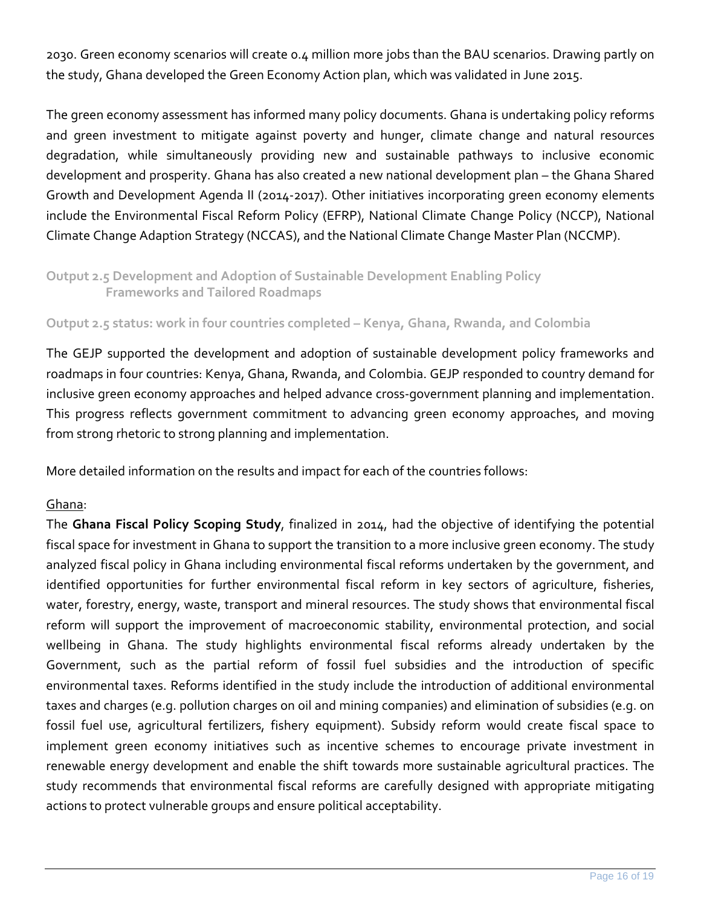2030. Green economy scenarios will create 0.4 million more jobs than the BAU scenarios. Drawing partly on the study, Ghana developed the Green Economy Action plan, which was validated in June 2015.

The green economy assessment has informed many policy documents. Ghana is undertaking policy reforms and green investment to mitigate against poverty and hunger, climate change and natural resources degradation, while simultaneously providing new and sustainable pathways to inclusive economic development and prosperity. Ghana has also created a new national development plan – the Ghana Shared Growth and Development Agenda II (2014-2017). Other initiatives incorporating green economy elements include the Environmental Fiscal Reform Policy (EFRP), National Climate Change Policy (NCCP), National Climate Change Adaption Strategy (NCCAS), and the National Climate Change Master Plan (NCCMP).

### Output 2.5 Development and Adoption of Sustainable Development Enabling Policy Frameworks and Tailored Roadmaps

#### Output 2.5 status: work in four countries completed – Kenya, Ghana, Rwanda, and Colombia

The GEJP supported the development and adoption of sustainable development policy frameworks and roadmaps in four countries: Kenya, Ghana, Rwanda, and Colombia. GEJP responded to country demand for inclusive green economy approaches and helped advance cross-government planning and implementation. This progress reflects government commitment to advancing green economy approaches, and moving from strong rhetoric to strong planning and implementation.

More detailed information on the results and impact for each of the countries follows:

Ghana:

The **Ghana Fiscal Policy Scoping Study**, finalized in 2014, had the objective of identifying the potential fiscal space for investment in Ghana to support the transition to a more inclusive green economy. The study analyzed fiscal policy in Ghana including environmental fiscal reforms undertaken by the government, and identified opportunities for further environmental fiscal reform in key sectors of agriculture, fisheries, water, forestry, energy, waste, transport and mineral resources. The study shows that environmental fiscal reform will support the improvement of macroeconomic stability, environmental protection, and social wellbeing in Ghana. The study highlights environmental fiscal reforms already undertaken by the Government, such as the partial reform of fossil fuel subsidies and the introduction of specific environmental taxes. Reforms identified in the study include the introduction of additional environmental taxes and charges (e.g. pollution charges on oil and mining companies) and elimination of subsidies (e.g. on fossil fuel use, agricultural fertilizers, fishery equipment). Subsidy reform would create fiscal space to implement green economy initiatives such as incentive schemes to encourage private investment in renewable energy development and enable the shift towards more sustainable agricultural practices. The study recommends that environmental fiscal reforms are carefully designed with appropriate mitigating actions to protect vulnerable groups and ensure political acceptability.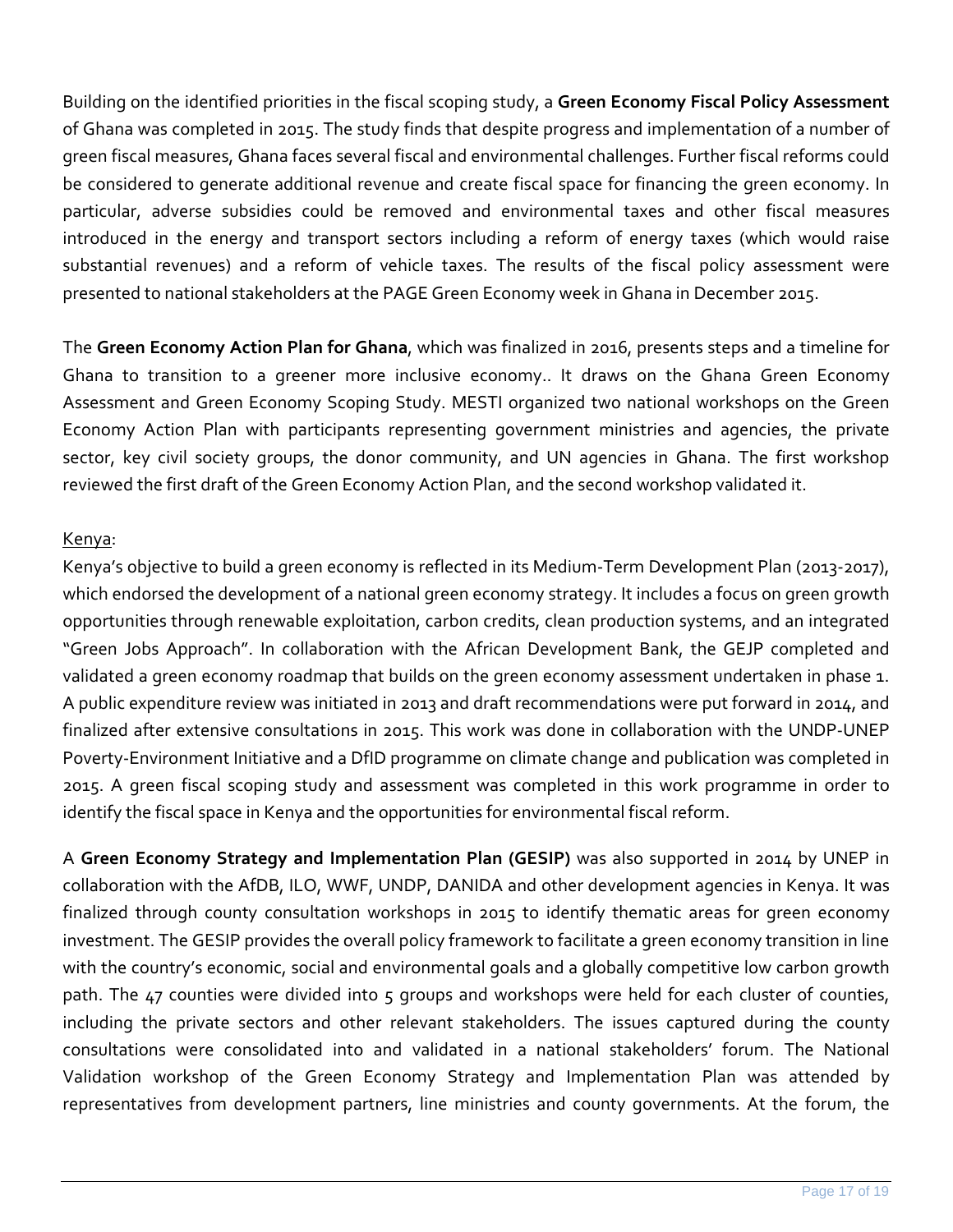Building on the identified priorities in the fiscal scoping study, a **Green Economy Fiscal Policy Assessment** of Ghana was completed in 2015. The study finds that despite progress and implementation of a number of green fiscal measures, Ghana faces several fiscal and environmental challenges. Further fiscal reforms could be considered to generate additional revenue and create fiscal space for financing the green economy. In particular, adverse subsidies could be removed and environmental taxes and other fiscal measures introduced in the energy and transport sectors including a reform of energy taxes (which would raise substantial revenues) and a reform of vehicle taxes. The results of the fiscal policy assessment were presented to national stakeholders at the PAGE Green Economy week in Ghana in December 2015.

The **Green Economy Action Plan for Ghana**, which was finalized in 2016, presents steps and a timeline for Ghana to transition to a greener more inclusive economy.. It draws on the Ghana Green Economy Assessment and Green Economy Scoping Study. MESTI organized two national workshops on the Green Economy Action Plan with participants representing government ministries and agencies, the private sector, key civil society groups, the donor community, and UN agencies in Ghana. The first workshop reviewed the first draft of the Green Economy Action Plan, and the second workshop validated it.

<u>Kenya</u>:

Kenya's objective to build a green economy is reflected in its Medium-Term Development Plan (2013-2017), which endorsed the development of a national green economy strategy. It includes a focus on green growth opportunities through renewable exploitation, carbon credits, clean production systems, and an integrated "Green Jobs Approach". In collaboration with the African Development Bank, the GEJP completed and validated a green economy roadmap that builds on the green economy assessment undertaken in phase 1. A public expenditure review was initiated in 2013 and draft recommendations were put forward in 2014, and finalized after extensive consultations in 2015. This work was done in collaboration with the UNDP-UNEP Poverty-Environment Initiative and a DfID programme on climate change and publication was completed in 2015. A green fiscal scoping study and assessment was completed in this work programme in order to identify the fiscal space in Kenya and the opportunities for environmental fiscal reform.

A **Green Economy Strategy and Implementation Plan (GESIP)** was also supported in 2014 by UNEP in collaboration with the AfDB, ILO, WWF, UNDP, DANIDA and other development agencies in Kenya. It was finalized through county consultation workshops in 2015 to identify thematic areas for green economy investment. The GESIP provides the overall policy framework to facilitate a green economy transition in line with the country's economic, social and environmental goals and a globally competitive low carbon growth path. The 47 counties were divided into 5 groups and workshops were held for each cluster of counties, including the private sectors and other relevant stakeholders. The issues captured during the county consultations were consolidated into and validated in a national stakeholders' forum. The National Validation workshop of the Green Economy Strategy and Implementation Plan was attended by representatives from development partners, line ministries and county governments. At the forum, the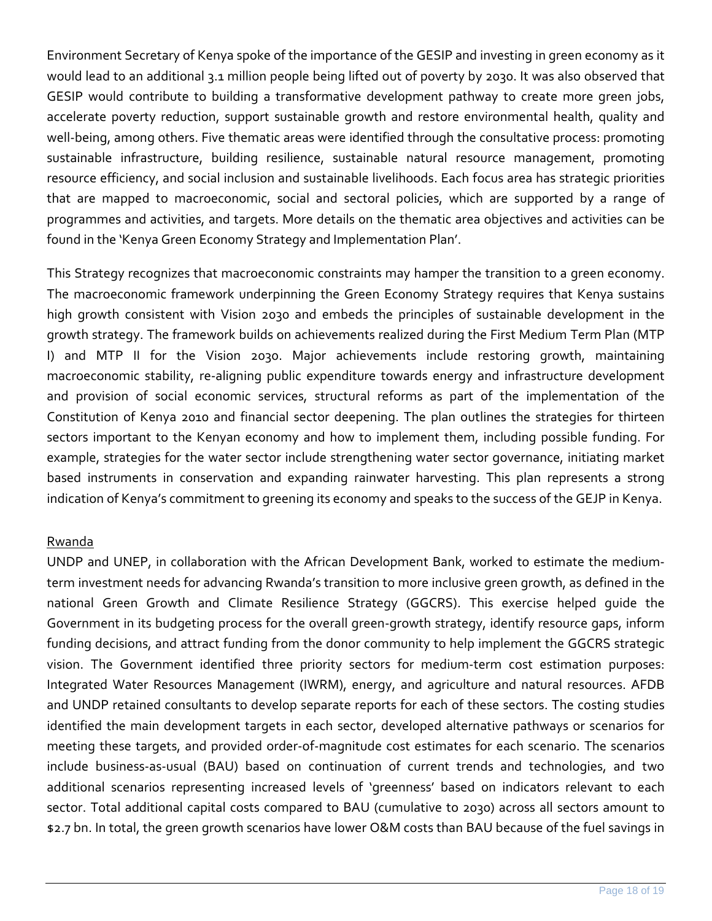Environment Secretary of Kenya spoke of the importance of the GESIP and investing in green economy as it would lead to an additional 3.1 million people being lifted out of poverty by 2030. It was also observed that GESIP would contribute to building a transformative development pathway to create more green jobs, accelerate poverty reduction, support sustainable growth and restore environmental health, quality and well-being, among others. Five thematic areas were identified through the consultative process: promoting sustainable infrastructure, building resilience, sustainable natural resource management, promoting resource efficiency, and social inclusion and sustainable livelihoods. Each focus area has strategic priorities that are mapped to macroeconomic, social and sectoral policies, which are supported by a range of programmes and activities, and targets. More details on the thematic area objectives and activities can be found in the 'Kenya Green Economy Strategy and Implementation Plan'.

This Strategy recognizes that macroeconomic constraints may hamper the transition to a green economy. The macroeconomic framework underpinning the Green Economy Strategy requires that Kenya sustains high growth consistent with Vision 2030 and embeds the principles of sustainable development in the growth strategy. The framework builds on achievements realized during the First Medium Term Plan (MTP I) and MTP II for the Vision 2030. Major achievements include restoring growth, maintaining macroeconomic stability, re-aligning public expenditure towards energy and infrastructure development and provision of social economic services, structural reforms as part of the implementation of the Constitution of Kenya 2010 and financial sector deepening. The plan outlines the strategies for thirteen sectors important to the Kenyan economy and how to implement them, including possible funding. For example, strategies for the water sector include strengthening water sector governance, initiating market based instruments in conservation and expanding rainwater harvesting. This plan represents a strong indication of Kenya's commitment to greening its economy and speaks to the success of the GEJP in Kenya.

<u>Rwanda</u>

UNDP and UNEP, in collaboration with the African Development Bank, worked to estimate the medium-term investment needs for advancing Rwanda's transition to more inclusive green growth, as defined in the national Green Growth and Climate Resilience Strategy (GGCRS). This exercise helped guide the Government in its budgeting process for the overall green-growth strategy, identify resource gaps, inform funding decisions, and attract funding from the donor community to help implement the GGCRS strategic vision. The Government identified three priority sectors for medium-term cost estimation purposes: Integrated Water Resources Management (IWRM), energy, and agriculture and natural resources. AFDB and UNDP retained consultants to develop separate reports for each of these sectors. The costing studies identified the main development targets in each sector, developed alternative pathways or scenarios for meeting these targets, and provided order-of-magnitude cost estimates for each scenario. The scenarios include business-as-usual (BAU) based on continuation of current trends and technologies, and two additional scenarios representing increased levels of 'greenness' based on indicators relevant to each sector. Total additional capital costs compared to BAU (cumulative to 2030) across all sectors amount to $2.7 bn. In total, the green growth scenarios have lower O&M costs than BAU because of the fuel savings in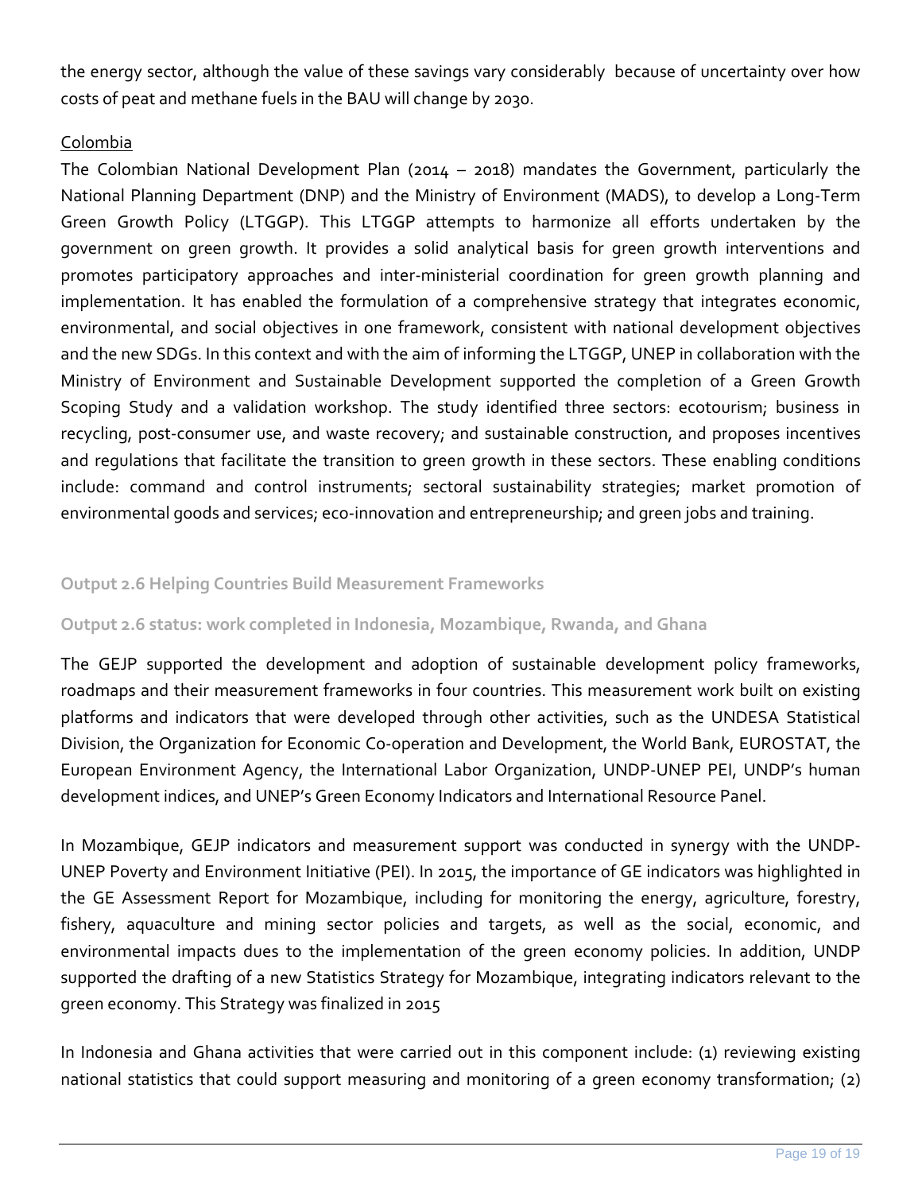the energy sector, although the value of these savings vary considerably  because of uncertainty over how costs of peat and methane fuels in the BAU will change by 2030.

Colombia

The Colombian National Development Plan (2014 – 2018) mandates the Government, particularly the National Planning Department (DNP) and the Ministry of Environment (MADS), to develop a Long-Term Green Growth Policy (LTGGP). This LTGGP attempts to harmonize all efforts undertaken by the government on green growth. It provides a solid analytical basis for green growth interventions and promotes participatory approaches and inter-ministerial coordination for green growth planning and implementation. It has enabled the formulation of a comprehensive strategy that integrates economic, environmental, and social objectives in one framework, consistent with national development objectives and the new SDGs. In this context and with the aim of informing the LTGGP, UNEP in collaboration with the Ministry of Environment and Sustainable Development supported the completion of a Green Growth Scoping Study and a validation workshop. The study identified three sectors: ecotourism; business in recycling, post-consumer use, and waste recovery; and sustainable construction, and proposes incentives and regulations that facilitate the transition to green growth in these sectors. These enabling conditions include: command and control instruments; sectoral sustainability strategies; market promotion of environmental goods and services; eco-innovation and entrepreneurship; and green jobs and training.

### Output 2.6 Helping Countries Build Measurement Frameworks

### Output 2.6 status: work completed in Indonesia, Mozambique, Rwanda, and Ghana

The GEJP supported the development and adoption of sustainable development policy frameworks, roadmaps and their measurement frameworks in four countries. This measurement work built on existing platforms and indicators that were developed through other activities, such as the UNDESA Statistical Division, the Organization for Economic Co-operation and Development, the World Bank, EUROSTAT, the European Environment Agency, the International Labor Organization, UNDP-UNEP PEI, UNDP's human development indices, and UNEP's Green Economy Indicators and International Resource Panel.

In Mozambique, GEJP indicators and measurement support was conducted in synergy with the UNDP-UNEP Poverty and Environment Initiative (PEI). In 2015, the importance of GE indicators was highlighted in the GE Assessment Report for Mozambique, including for monitoring the energy, agriculture, forestry, fishery, aquaculture and mining sector policies and targets, as well as the social, economic, and environmental impacts dues to the implementation of the green economy policies. In addition, UNDP supported the drafting of a new Statistics Strategy for Mozambique, integrating indicators relevant to the green economy. This Strategy was finalized in 2015

In Indonesia and Ghana activities that were carried out in this component include: (1) reviewing existing national statistics that could support measuring and monitoring of a green economy transformation; (2)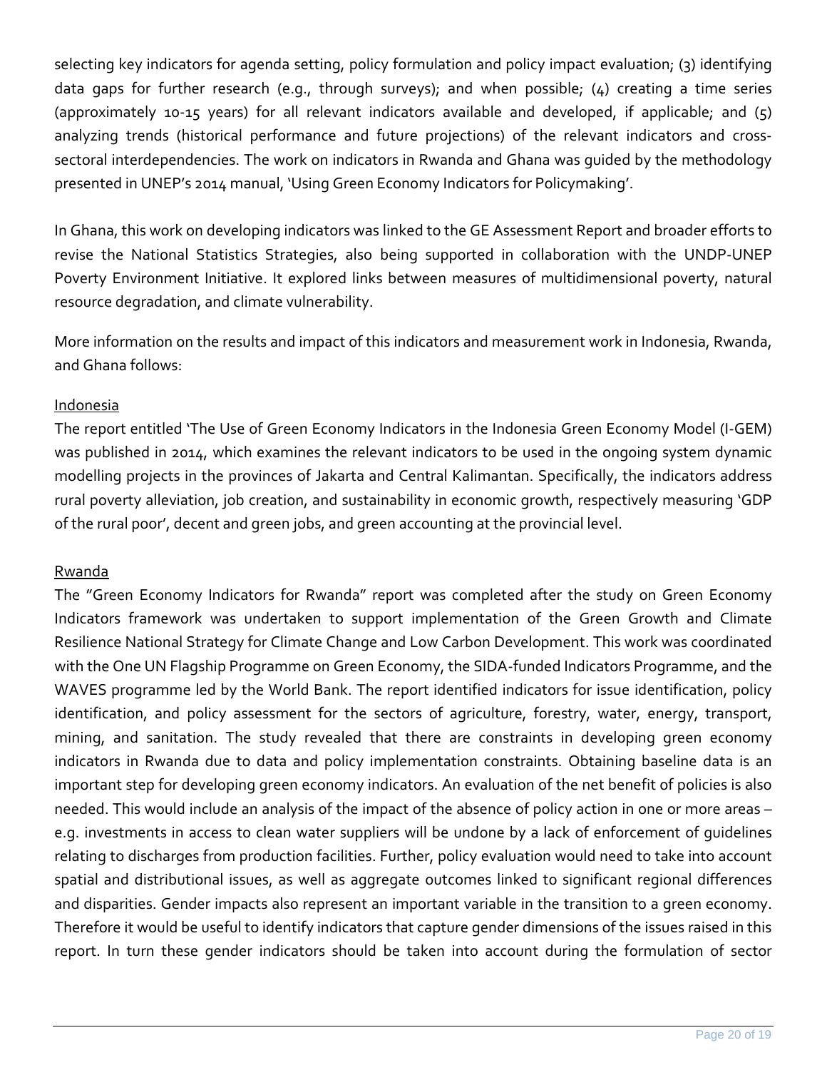selecting key indicators for agenda setting, policy formulation and policy impact evaluation; (3) identifying data gaps for further research (e.g., through surveys); and when possible; (4) creating a time series (approximately 10-15 years) for all relevant indicators available and developed, if applicable; and (5) analyzing trends (historical performance and future projections) of the relevant indicators and cross-sectoral interdependencies. The work on indicators in Rwanda and Ghana was guided by the methodology presented in UNEP's 2014 manual, 'Using Green Economy Indicators for Policymaking'.

In Ghana, this work on developing indicators was linked to the GE Assessment Report and broader efforts to revise the National Statistics Strategies, also being supported in collaboration with the UNDP-UNEP Poverty Environment Initiative. It explored links between measures of multidimensional poverty, natural resource degradation, and climate vulnerability.

More information on the results and impact of this indicators and measurement work in Indonesia, Rwanda, and Ghana follows:

<u>Indonesia</u>

The report entitled 'The Use of Green Economy Indicators in the Indonesia Green Economy Model (I-GEM) was published in 2014, which examines the relevant indicators to be used in the ongoing system dynamic modelling projects in the provinces of Jakarta and Central Kalimantan. Specifically, the indicators address rural poverty alleviation, job creation, and sustainability in economic growth, respectively measuring 'GDP of the rural poor', decent and green jobs, and green accounting at the provincial level.

<u>Rwanda</u>

The "Green Economy Indicators for Rwanda" report was completed after the study on Green Economy Indicators framework was undertaken to support implementation of the Green Growth and Climate Resilience National Strategy for Climate Change and Low Carbon Development. This work was coordinated with the One UN Flagship Programme on Green Economy, the SIDA-funded Indicators Programme, and the WAVES programme led by the World Bank. The report identified indicators for issue identification, policy identification, and policy assessment for the sectors of agriculture, forestry, water, energy, transport, mining, and sanitation. The study revealed that there are constraints in developing green economy indicators in Rwanda due to data and policy implementation constraints. Obtaining baseline data is an important step for developing green economy indicators. An evaluation of the net benefit of policies is also needed. This would include an analysis of the impact of the absence of policy action in one or more areas – e.g. investments in access to clean water suppliers will be undone by a lack of enforcement of guidelines relating to discharges from production facilities. Further, policy evaluation would need to take into account spatial and distributional issues, as well as aggregate outcomes linked to significant regional differences and disparities. Gender impacts also represent an important variable in the transition to a green economy. Therefore it would be useful to identify indicators that capture gender dimensions of the issues raised in this report. In turn these gender indicators should be taken into account during the formulation of sector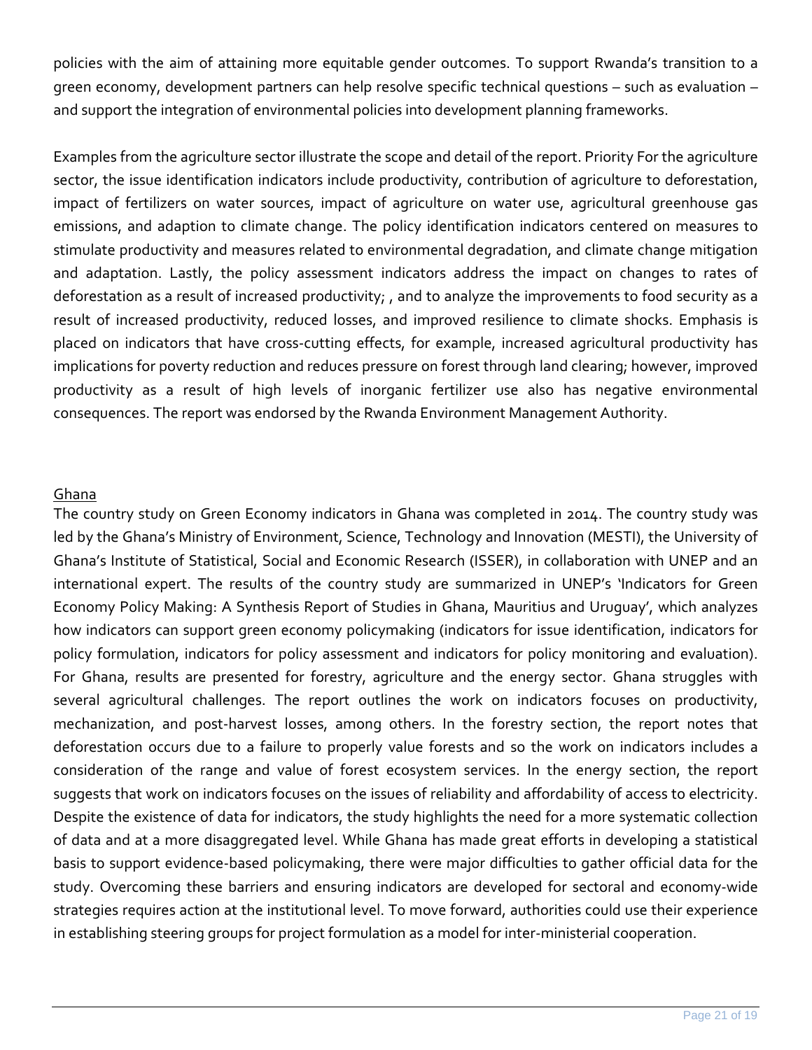policies with the aim of attaining more equitable gender outcomes. To support Rwanda's transition to a green economy, development partners can help resolve specific technical questions – such as evaluation – and support the integration of environmental policies into development planning frameworks.

Examples from the agriculture sector illustrate the scope and detail of the report. Priority For the agriculture sector, the issue identification indicators include productivity, contribution of agriculture to deforestation, impact of fertilizers on water sources, impact of agriculture on water use, agricultural greenhouse gas emissions, and adaption to climate change. The policy identification indicators centered on measures to stimulate productivity and measures related to environmental degradation, and climate change mitigation and adaptation. Lastly, the policy assessment indicators address the impact on changes to rates of deforestation as a result of increased productivity; , and to analyze the improvements to food security as a result of increased productivity, reduced losses, and improved resilience to climate shocks. Emphasis is placed on indicators that have cross-cutting effects, for example, increased agricultural productivity has implications for poverty reduction and reduces pressure on forest through land clearing; however, improved productivity as a result of high levels of inorganic fertilizer use also has negative environmental consequences. The report was endorsed by the Rwanda Environment Management Authority.

<u>Ghana</u>

The country study on Green Economy indicators in Ghana was completed in 2014. The country study was led by the Ghana's Ministry of Environment, Science, Technology and Innovation (MESTI), the University of Ghana's Institute of Statistical, Social and Economic Research (ISSER), in collaboration with UNEP and an international expert. The results of the country study are summarized in UNEP's 'Indicators for Green Economy Policy Making: A Synthesis Report of Studies in Ghana, Mauritius and Uruguay', which analyzes how indicators can support green economy policymaking (indicators for issue identification, indicators for policy formulation, indicators for policy assessment and indicators for policy monitoring and evaluation). For Ghana, results are presented for forestry, agriculture and the energy sector. Ghana struggles with several agricultural challenges. The report outlines the work on indicators focuses on productivity, mechanization, and post-harvest losses, among others. In the forestry section, the report notes that deforestation occurs due to a failure to properly value forests and so the work on indicators includes a consideration of the range and value of forest ecosystem services. In the energy section, the report suggests that work on indicators focuses on the issues of reliability and affordability of access to electricity. Despite the existence of data for indicators, the study highlights the need for a more systematic collection of data and at a more disaggregated level. While Ghana has made great efforts in developing a statistical basis to support evidence-based policymaking, there were major difficulties to gather official data for the study. Overcoming these barriers and ensuring indicators are developed for sectoral and economy-wide strategies requires action at the institutional level. To move forward, authorities could use their experience in establishing steering groups for project formulation as a model for inter-ministerial cooperation.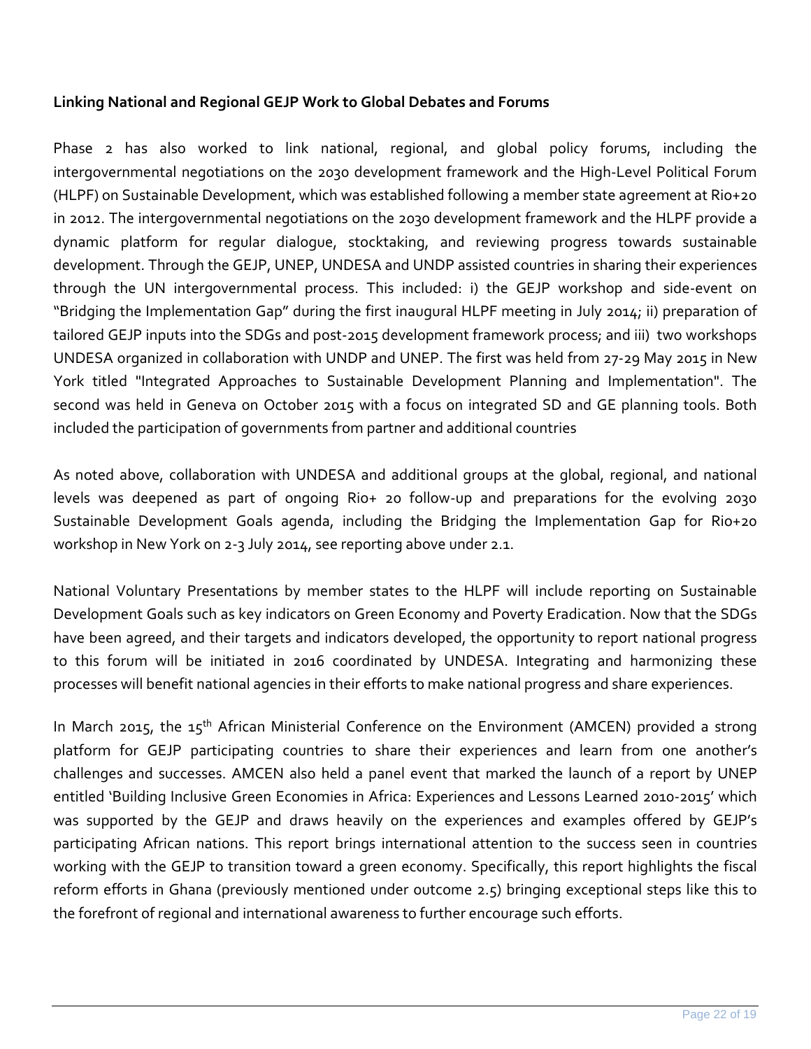**Linking National and Regional GEJP Work to Global Debates and Forums**

Phase 2 has also worked to link national, regional, and global policy forums, including the intergovernmental negotiations on the 2030 development framework and the High-Level Political Forum (HLPF) on Sustainable Development, which was established following a member state agreement at Rio+20 in 2012. The intergovernmental negotiations on the 2030 development framework and the HLPF provide a dynamic platform for regular dialogue, stocktaking, and reviewing progress towards sustainable development. Through the GEJP, UNEP, UNDESA and UNDP assisted countries in sharing their experiences through the UN intergovernmental process. This included: i) the GEJP workshop and side-event on "Bridging the Implementation Gap" during the first inaugural HLPF meeting in July 2014; ii) preparation of tailored GEJP inputs into the SDGs and post-2015 development framework process; and iii) two workshops UNDESA organized in collaboration with UNDP and UNEP. The first was held from 27-29 May 2015 in New York titled "Integrated Approaches to Sustainable Development Planning and Implementation". The second was held in Geneva on October 2015 with a focus on integrated SD and GE planning tools. Both included the participation of governments from partner and additional countries

As noted above, collaboration with UNDESA and additional groups at the global, regional, and national levels was deepened as part of ongoing Rio+ 20 follow-up and preparations for the evolving 2030 Sustainable Development Goals agenda, including the Bridging the Implementation Gap for Rio+20 workshop in New York on 2-3 July 2014, see reporting above under 2.1.

National Voluntary Presentations by member states to the HLPF will include reporting on Sustainable Development Goals such as key indicators on Green Economy and Poverty Eradication. Now that the SDGs have been agreed, and their targets and indicators developed, the opportunity to report national progress to this forum will be initiated in 2016 coordinated by UNDESA. Integrating and harmonizing these processes will benefit national agencies in their efforts to make national progress and share experiences.

In March 2015, the 15th African Ministerial Conference on the Environment (AMCEN) provided a strong platform for GEJP participating countries to share their experiences and learn from one another's challenges and successes. AMCEN also held a panel event that marked the launch of a report by UNEP entitled 'Building Inclusive Green Economies in Africa: Experiences and Lessons Learned 2010-2015' which was supported by the GEJP and draws heavily on the experiences and examples offered by GEJP's participating African nations. This report brings international attention to the success seen in countries working with the GEJP to transition toward a green economy. Specifically, this report highlights the fiscal reform efforts in Ghana (previously mentioned under outcome 2.5) bringing exceptional steps like this to the forefront of regional and international awareness to further encourage such efforts.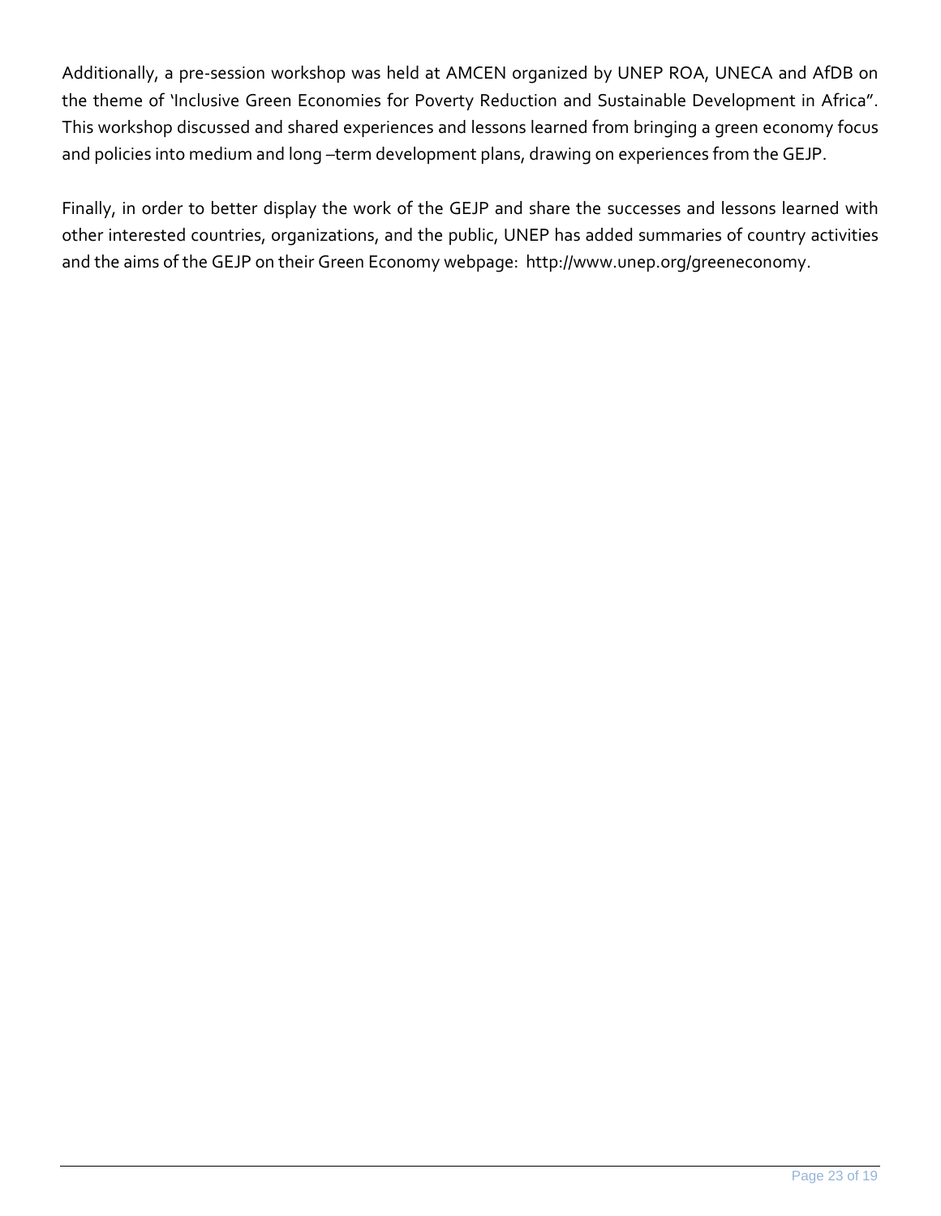Additionally, a pre-session workshop was held at AMCEN organized by UNEP ROA, UNECA and AfDB on the theme of 'Inclusive Green Economies for Poverty Reduction and Sustainable Development in Africa". This workshop discussed and shared experiences and lessons learned from bringing a green economy focus and policies into medium and long –term development plans, drawing on experiences from the GEJP.

Finally, in order to better display the work of the GEJP and share the successes and lessons learned with other interested countries, organizations, and the public, UNEP has added summaries of country activities and the aims of the GEJP on their Green Economy webpage: http://www.unep.org/greeneconomy.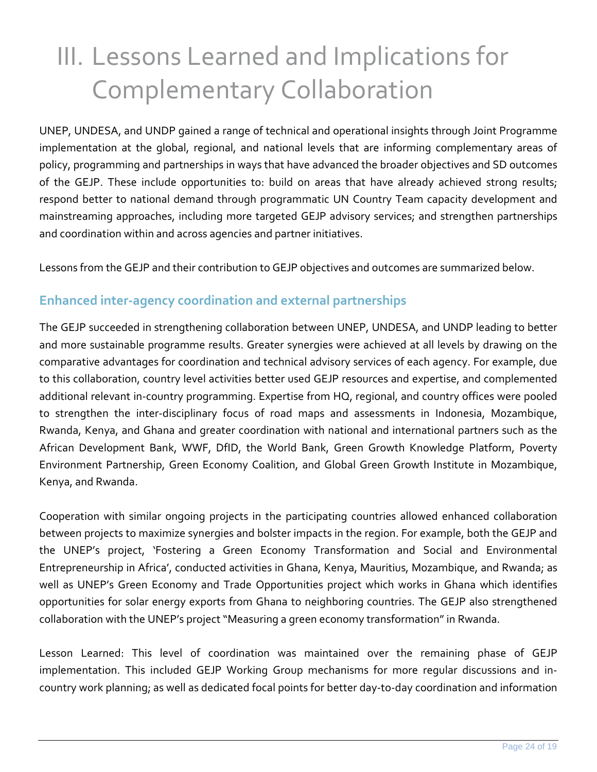# III. Lessons Learned and Implications for Complementary Collaboration

UNEP, UNDESA, and UNDP gained a range of technical and operational insights through Joint Programme implementation at the global, regional, and national levels that are informing complementary areas of policy, programming and partnerships in ways that have advanced the broader objectives and SD outcomes of the GEJP. These include opportunities to: build on areas that have already achieved strong results; respond better to national demand through programmatic UN Country Team capacity development and mainstreaming approaches, including more targeted GEJP advisory services; and strengthen partnerships and coordination within and across agencies and partner initiatives.

Lessons from the GEJP and their contribution to GEJP objectives and outcomes are summarized below.

## Enhanced inter-agency coordination and external partnerships

The GEJP succeeded in strengthening collaboration between UNEP, UNDESA, and UNDP leading to better and more sustainable programme results. Greater synergies were achieved at all levels by drawing on the comparative advantages for coordination and technical advisory services of each agency. For example, due to this collaboration, country level activities better used GEJP resources and expertise, and complemented additional relevant in-country programming. Expertise from HQ, regional, and country offices were pooled to strengthen the inter-disciplinary focus of road maps and assessments in Indonesia, Mozambique, Rwanda, Kenya, and Ghana and greater coordination with national and international partners such as the African Development Bank, WWF, DfID, the World Bank, Green Growth Knowledge Platform, Poverty Environment Partnership, Green Economy Coalition, and Global Green Growth Institute in Mozambique, Kenya, and Rwanda.

Cooperation with similar ongoing projects in the participating countries allowed enhanced collaboration between projects to maximize synergies and bolster impacts in the region. For example, both the GEJP and the UNEP's project, 'Fostering a Green Economy Transformation and Social and Environmental Entrepreneurship in Africa', conducted activities in Ghana, Kenya, Mauritius, Mozambique, and Rwanda; as well as UNEP's Green Economy and Trade Opportunities project which works in Ghana which identifies opportunities for solar energy exports from Ghana to neighboring countries. The GEJP also strengthened collaboration with the UNEP's project "Measuring a green economy transformation" in Rwanda.

Lesson Learned: This level of coordination was maintained over the remaining phase of GEJP implementation. This included GEJP Working Group mechanisms for more regular discussions and in-country work planning; as well as dedicated focal points for better day-to-day coordination and information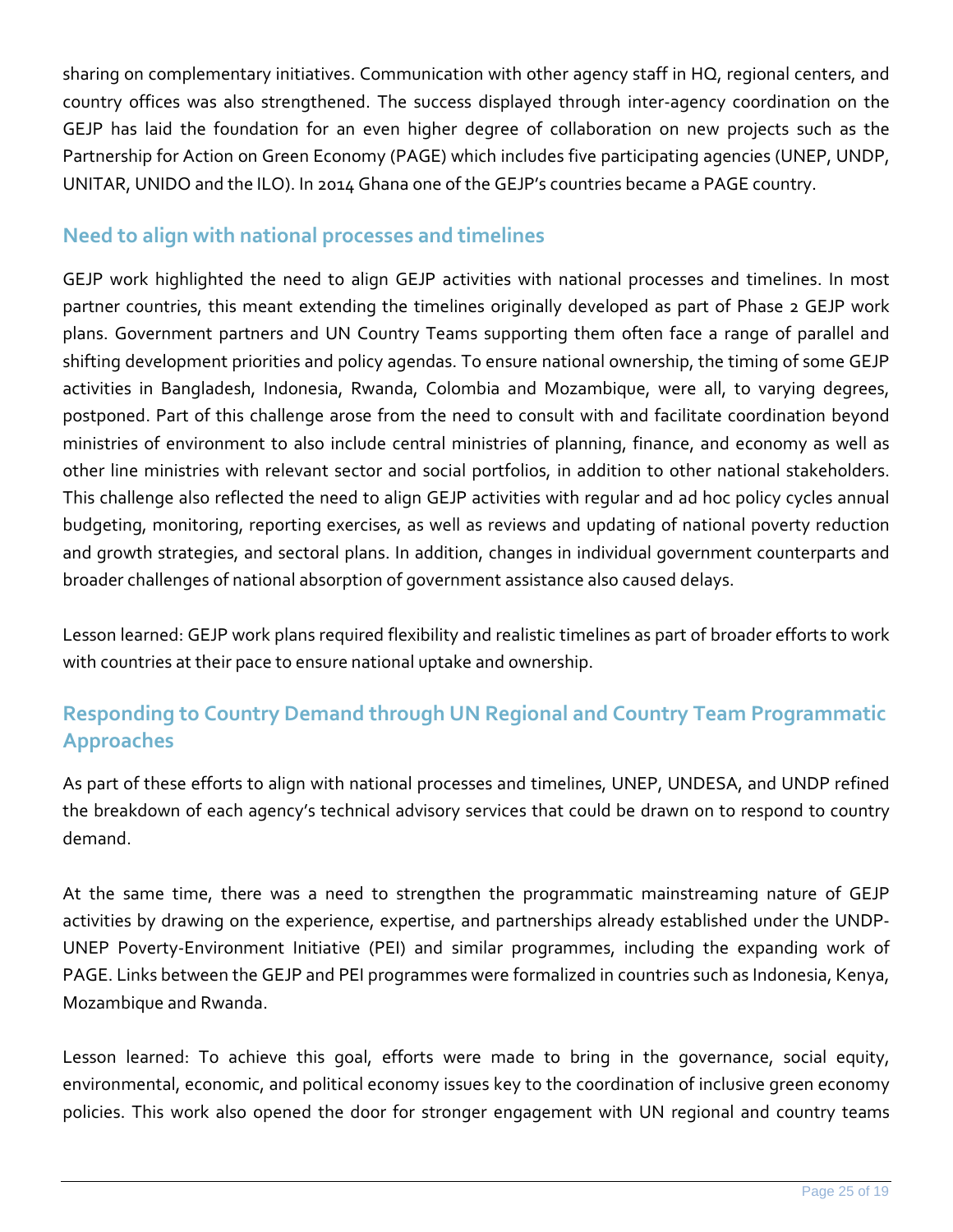sharing on complementary initiatives. Communication with other agency staff in HQ, regional centers, and country offices was also strengthened. The success displayed through inter-agency coordination on the GEJP has laid the foundation for an even higher degree of collaboration on new projects such as the Partnership for Action on Green Economy (PAGE) which includes five participating agencies (UNEP, UNDP, UNITAR, UNIDO and the ILO). In 2014 Ghana one of the GEJP's countries became a PAGE country.

## Need to align with national processes and timelines

GEJP work highlighted the need to align GEJP activities with national processes and timelines. In most partner countries, this meant extending the timelines originally developed as part of Phase 2 GEJP work plans. Government partners and UN Country Teams supporting them often face a range of parallel and shifting development priorities and policy agendas. To ensure national ownership, the timing of some GEJP activities in Bangladesh, Indonesia, Rwanda, Colombia and Mozambique, were all, to varying degrees, postponed. Part of this challenge arose from the need to consult with and facilitate coordination beyond ministries of environment to also include central ministries of planning, finance, and economy as well as other line ministries with relevant sector and social portfolios, in addition to other national stakeholders. This challenge also reflected the need to align GEJP activities with regular and ad hoc policy cycles annual budgeting, monitoring, reporting exercises, as well as reviews and updating of national poverty reduction and growth strategies, and sectoral plans. In addition, changes in individual government counterparts and broader challenges of national absorption of government assistance also caused delays.

Lesson learned: GEJP work plans required flexibility and realistic timelines as part of broader efforts to work with countries at their pace to ensure national uptake and ownership.

## Responding to Country Demand through UN Regional and Country Team Programmatic Approaches

As part of these efforts to align with national processes and timelines, UNEP, UNDESA, and UNDP refined the breakdown of each agency's technical advisory services that could be drawn on to respond to country demand.

At the same time, there was a need to strengthen the programmatic mainstreaming nature of GEJP activities by drawing on the experience, expertise, and partnerships already established under the UNDP-UNEP Poverty-Environment Initiative (PEI) and similar programmes, including the expanding work of PAGE. Links between the GEJP and PEI programmes were formalized in countries such as Indonesia, Kenya, Mozambique and Rwanda.

Lesson learned: To achieve this goal, efforts were made to bring in the governance, social equity, environmental, economic, and political economy issues key to the coordination of inclusive green economy policies. This work also opened the door for stronger engagement with UN regional and country teams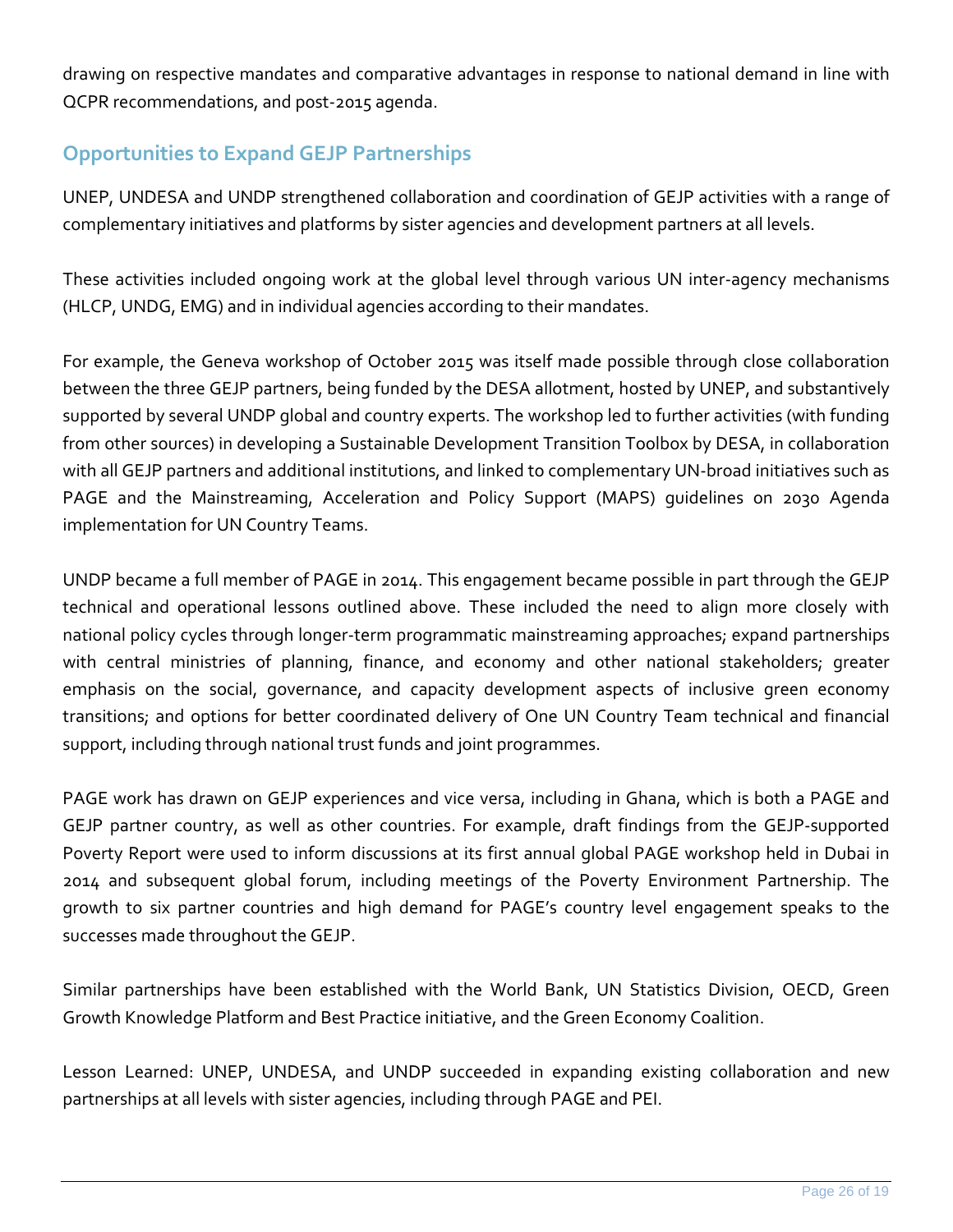drawing on respective mandates and comparative advantages in response to national demand in line with QCPR recommendations, and post-2015 agenda.

## Opportunities to Expand GEJP Partnerships

UNEP, UNDESA and UNDP strengthened collaboration and coordination of GEJP activities with a range of complementary initiatives and platforms by sister agencies and development partners at all levels.

These activities included ongoing work at the global level through various UN inter-agency mechanisms (HLCP, UNDG, EMG) and in individual agencies according to their mandates.

For example, the Geneva workshop of October 2015 was itself made possible through close collaboration between the three GEJP partners, being funded by the DESA allotment, hosted by UNEP, and substantively supported by several UNDP global and country experts. The workshop led to further activities (with funding from other sources) in developing a Sustainable Development Transition Toolbox by DESA, in collaboration with all GEJP partners and additional institutions, and linked to complementary UN-broad initiatives such as PAGE and the Mainstreaming, Acceleration and Policy Support (MAPS) guidelines on 2030 Agenda implementation for UN Country Teams.

UNDP became a full member of PAGE in 2014. This engagement became possible in part through the GEJP technical and operational lessons outlined above. These included the need to align more closely with national policy cycles through longer-term programmatic mainstreaming approaches; expand partnerships with central ministries of planning, finance, and economy and other national stakeholders; greater emphasis on the social, governance, and capacity development aspects of inclusive green economy transitions; and options for better coordinated delivery of One UN Country Team technical and financial support, including through national trust funds and joint programmes.

PAGE work has drawn on GEJP experiences and vice versa, including in Ghana, which is both a PAGE and GEJP partner country, as well as other countries. For example, draft findings from the GEJP-supported Poverty Report were used to inform discussions at its first annual global PAGE workshop held in Dubai in 2014 and subsequent global forum, including meetings of the Poverty Environment Partnership. The growth to six partner countries and high demand for PAGE's country level engagement speaks to the successes made throughout the GEJP.

Similar partnerships have been established with the World Bank, UN Statistics Division, OECD, Green Growth Knowledge Platform and Best Practice initiative, and the Green Economy Coalition.

Lesson Learned: UNEP, UNDESA, and UNDP succeeded in expanding existing collaboration and new partnerships at all levels with sister agencies, including through PAGE and PEI.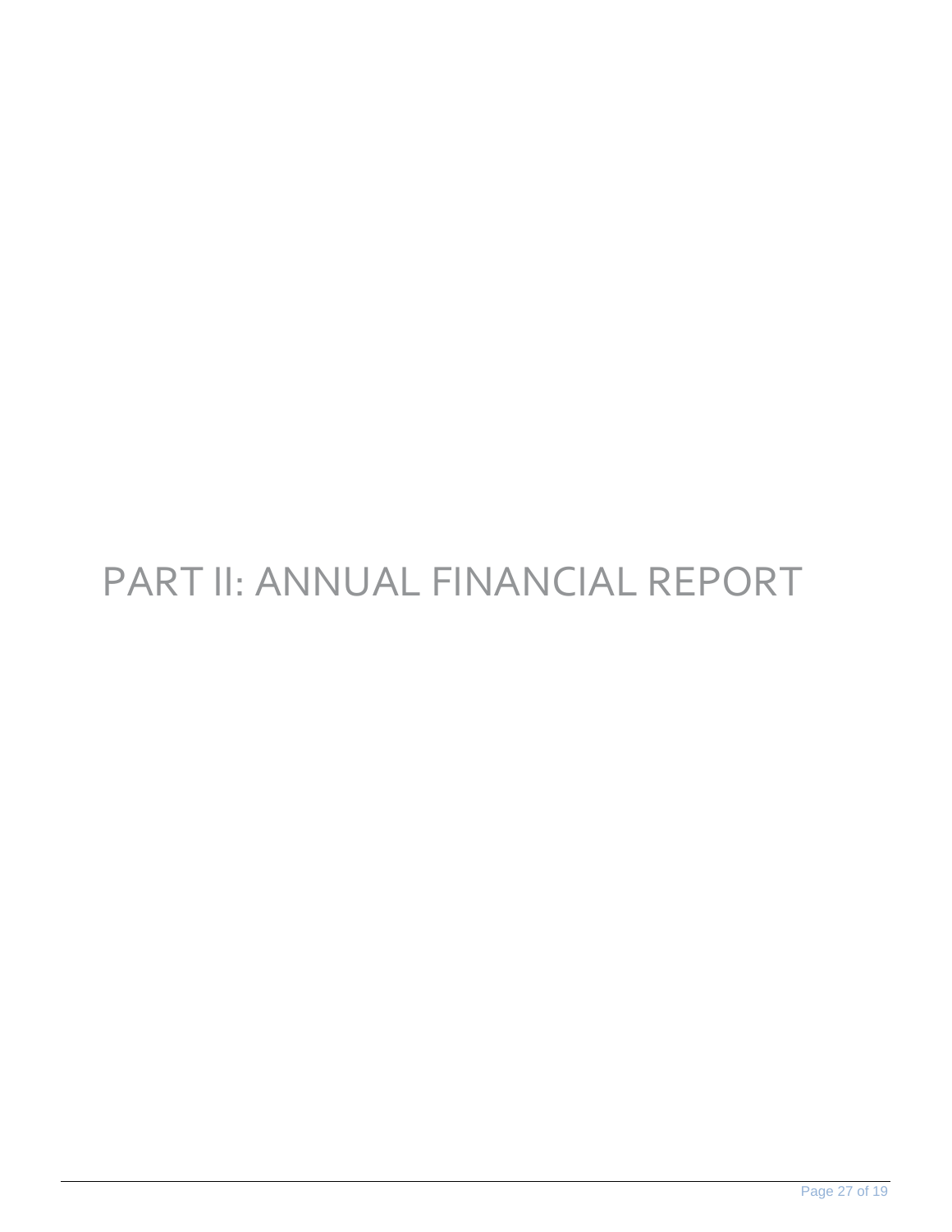# PART II: ANNUAL FINANCIAL REPORT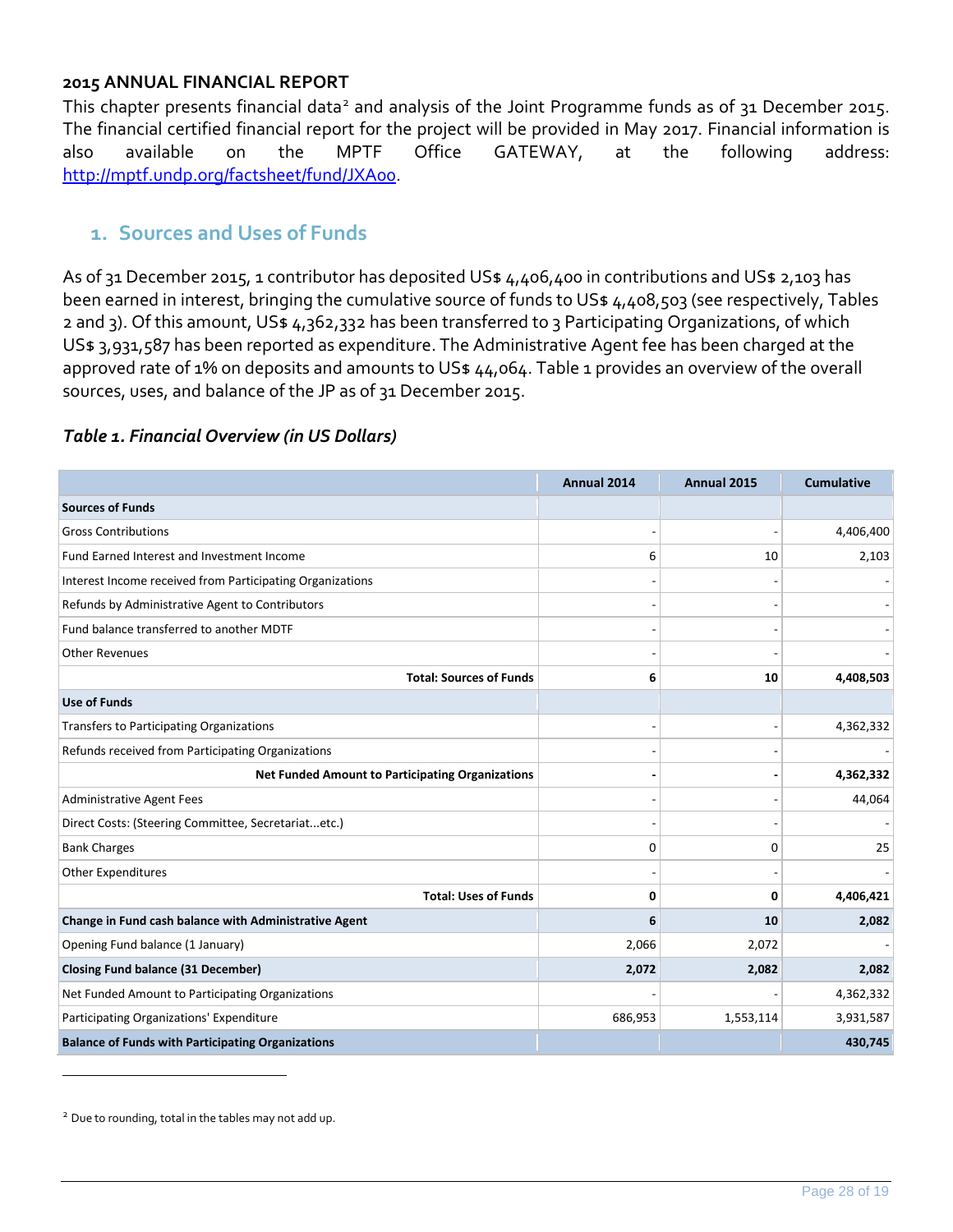**2015 ANNUAL FINANCIAL REPORT**

This chapter presents financial data[2] and analysis of the Joint Programme funds as of 31 December 2015. The financial certified financial report for the project will be provided in May 2017. Financial information is also available on the MPTF Office GATEWAY, at the following address: http://mptf.undp.org/factsheet/fund/JXA00.

## 1. Sources and Uses of Funds

As of 31 December 2015, 1 contributor has deposited US$ 4,406,400 in contributions and US$ 2,103 has been earned in interest, bringing the cumulative source of funds to US$ 4,408,503 (see respectively, Tables 2 and 3). Of this amount, US$ 4,362,332 has been transferred to 3 Participating Organizations, of which US$ 3,931,587 has been reported as expenditure. The Administrative Agent fee has been charged at the approved rate of 1% on deposits and amounts to US$ 44,064. Table 1 provides an overview of the overall sources, uses, and balance of the JP as of 31 December 2015.

***Table 1. Financial Overview (in US Dollars)***

| | Annual 2014 | Annual 2015 | Cumulative |
|---|---|---|---|
| **Sources of Funds** | | | |
| Gross Contributions | - | - | 4,406,400 |
| Fund Earned Interest and Investment Income | 6 | 10 | 2,103 |
| Interest Income received from Participating Organizations | - | - | - |
| Refunds by Administrative Agent to Contributors | - | - | - |
| Fund balance transferred to another MDTF | - | - | - |
| Other Revenues | - | - | - |
| **Total: Sources of Funds** | **6** | **10** | **4,408,503** |
| **Use of Funds** | | | |
| Transfers to Participating Organizations | - | - | 4,362,332 |
| Refunds received from Participating Organizations | - | - | - |
| **Net Funded Amount to Participating Organizations** | **-** | **-** | **4,362,332** |
| Administrative Agent Fees | - | - | 44,064 |
| Direct Costs: (Steering Committee, Secretariat...etc.) | - | - | - |
| Bank Charges | 0 | 0 | 25 |
| Other Expenditures | - | - | - |
| **Total: Uses of Funds** | **0** | **0** | **4,406,421** |
| **Change in Fund cash balance with Administrative Agent** | **6** | **10** | **2,082** |
| Opening Fund balance (1 January) | 2,066 | 2,072 | - |
| **Closing Fund balance (31 December)** | **2,072** | **2,082** | **2,082** |
| Net Funded Amount to Participating Organizations | - | - | 4,362,332 |
| Participating Organizations' Expenditure | 686,953 | 1,553,114 | 3,931,587 |
| **Balance of Funds with Participating Organizations** | | | **430,745** |

[2] Due to rounding, total in the tables may not add up.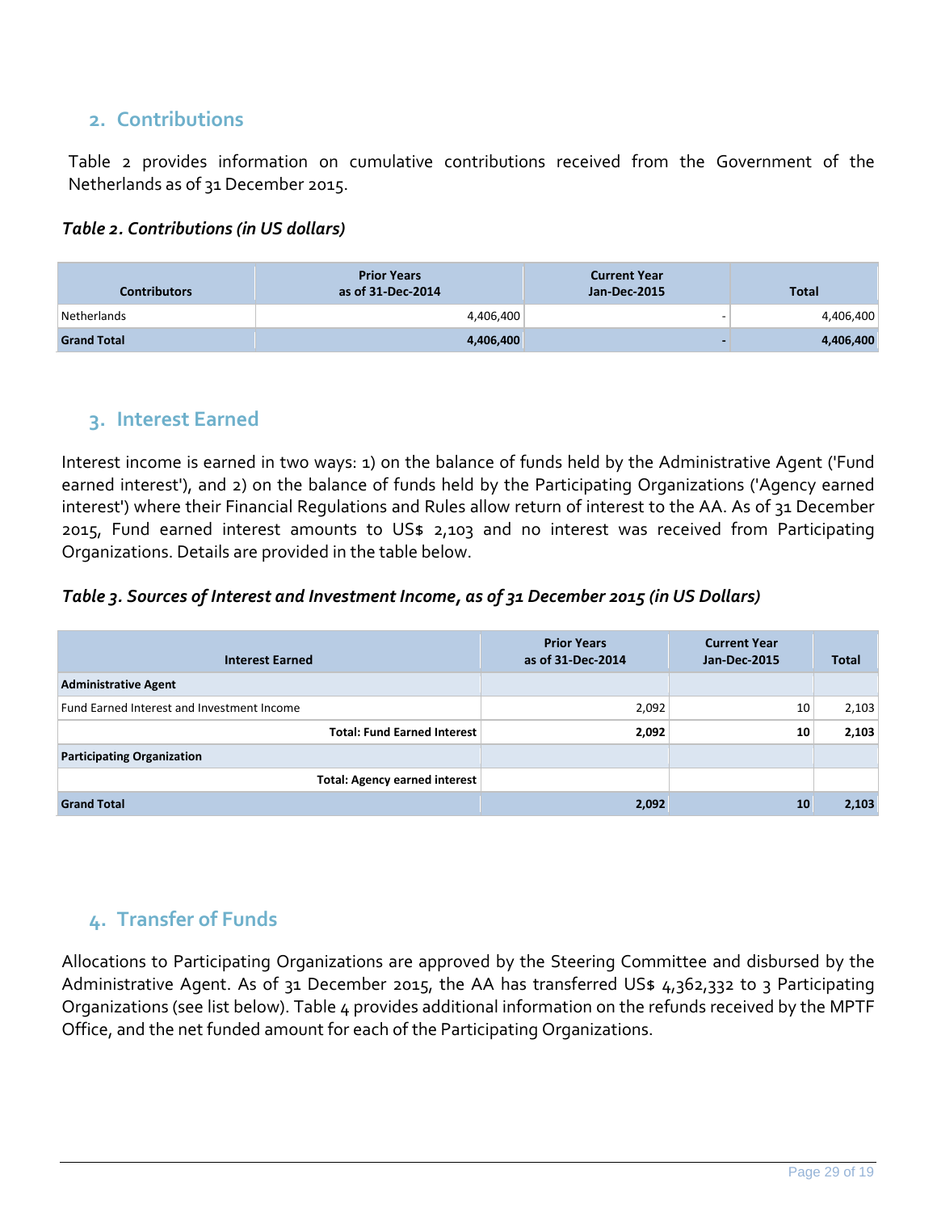## 2. Contributions

Table 2 provides information on cumulative contributions received from the Government of the Netherlands as of 31 December 2015.

***Table 2. Contributions (in US dollars)***

| Contributors | Prior Years as of 31-Dec-2014 | Current Year Jan-Dec-2015 | Total |
|---|---|---|---|
| Netherlands | 4,406,400 | - | 4,406,400 |
| **Grand Total** | **4,406,400** | **-** | **4,406,400** |

## 3. Interest Earned

Interest income is earned in two ways: 1) on the balance of funds held by the Administrative Agent ('Fund earned interest'), and 2) on the balance of funds held by the Participating Organizations ('Agency earned interest') where their Financial Regulations and Rules allow return of interest to the AA. As of 31 December 2015, Fund earned interest amounts to US$ 2,103 and no interest was received from Participating Organizations. Details are provided in the table below.

***Table 3. Sources of Interest and Investment Income, as of 31 December 2015 (in US Dollars)***

| Interest Earned | Prior Years as of 31-Dec-2014 | Current Year Jan-Dec-2015 | Total |
|---|---|---|---|
| **Administrative Agent** | | | |
| Fund Earned Interest and Investment Income | 2,092 | 10 | 2,103 |
| **Total: Fund Earned Interest** | **2,092** | **10** | **2,103** |
| **Participating Organization** | | | |
| **Total: Agency earned interest** | | | |
| **Grand Total** | **2,092** | **10** | **2,103** |

## 4. Transfer of Funds

Allocations to Participating Organizations are approved by the Steering Committee and disbursed by the Administrative Agent. As of 31 December 2015, the AA has transferred US$ 4,362,332 to 3 Participating Organizations (see list below). Table 4 provides additional information on the refunds received by the MPTF Office, and the net funded amount for each of the Participating Organizations.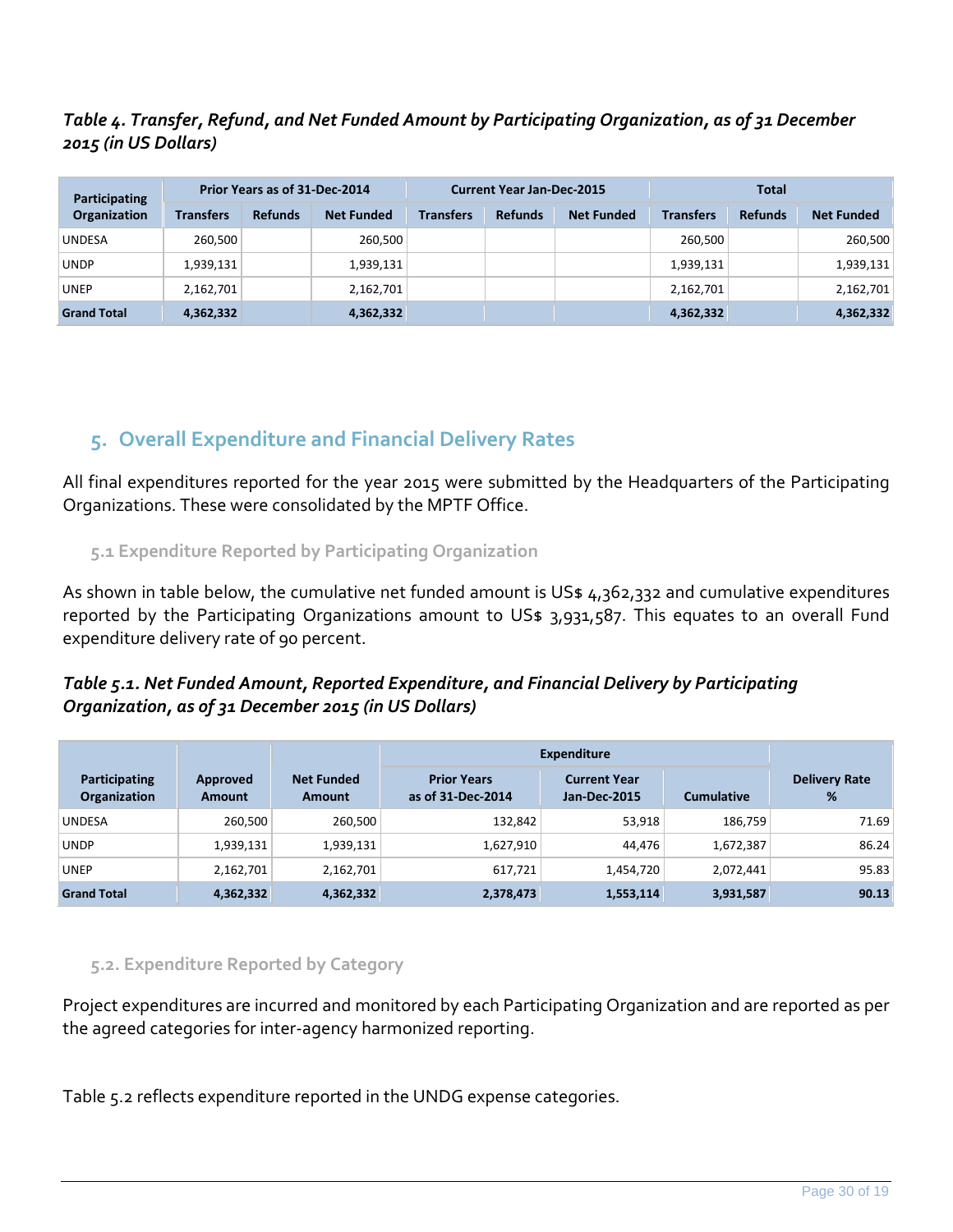*Table 4. Transfer, Refund, and Net Funded Amount by Participating Organization, as of 31 December 2015 (in US Dollars)*

| Participating Organization | Prior Years as of 31-Dec-2014 | | | Current Year Jan-Dec-2015 | | | Total | | |
|---|---|---|---|---|---|---|---|---|---|
| | Transfers | Refunds | Net Funded | Transfers | Refunds | Net Funded | Transfers | Refunds | Net Funded |
| UNDESA | 260,500 | | 260,500 | | | | 260,500 | | 260,500 |
| UNDP | 1,939,131 | | 1,939,131 | | | | 1,939,131 | | 1,939,131 |
| UNEP | 2,162,701 | | 2,162,701 | | | | 2,162,701 | | 2,162,701 |
| **Grand Total** | **4,362,332** | | **4,362,332** | | | | **4,362,332** | | **4,362,332** |

## 5. Overall Expenditure and Financial Delivery Rates

All final expenditures reported for the year 2015 were submitted by the Headquarters of the Participating Organizations. These were consolidated by the MPTF Office.

### 5.1 Expenditure Reported by Participating Organization

As shown in table below, the cumulative net funded amount is US$ 4,362,332 and cumulative expenditures reported by the Participating Organizations amount to US$ 3,931,587. This equates to an overall Fund expenditure delivery rate of 90 percent.

*Table 5.1. Net Funded Amount, Reported Expenditure, and Financial Delivery by Participating Organization, as of 31 December 2015 (in US Dollars)*

| Participating Organization | Approved Amount | Net Funded Amount | Expenditure | | | Delivery Rate % |
|---|---|---|---|---|---|---|
| | | | Prior Years as of 31-Dec-2014 | Current Year Jan-Dec-2015 | Cumulative | |
| UNDESA | 260,500 | 260,500 | 132,842 | 53,918 | 186,759 | 71.69 |
| UNDP | 1,939,131 | 1,939,131 | 1,627,910 | 44,476 | 1,672,387 | 86.24 |
| UNEP | 2,162,701 | 2,162,701 | 617,721 | 1,454,720 | 2,072,441 | 95.83 |
| **Grand Total** | **4,362,332** | **4,362,332** | **2,378,473** | **1,553,114** | **3,931,587** | **90.13** |

### 5.2. Expenditure Reported by Category

Project expenditures are incurred and monitored by each Participating Organization and are reported as per the agreed categories for inter-agency harmonized reporting.

Table 5.2 reflects expenditure reported in the UNDG expense categories.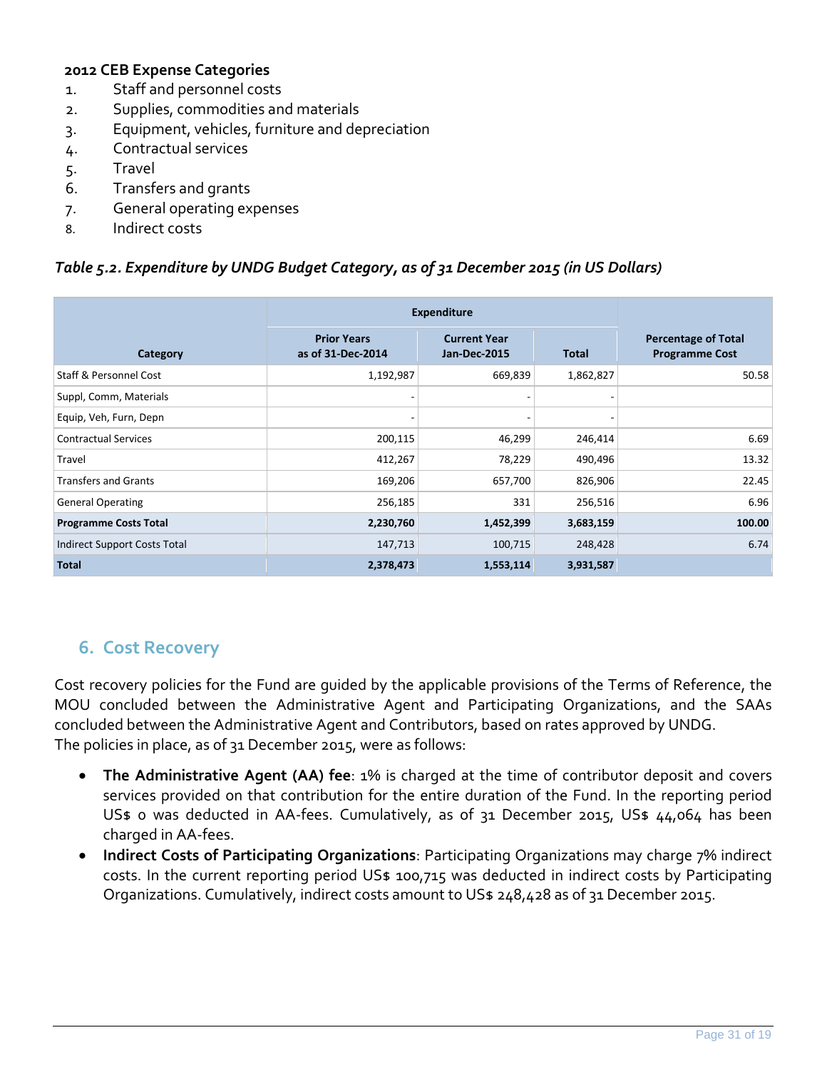**2012 CEB Expense Categories**

1. Staff and personnel costs
2. Supplies, commodities and materials
3. Equipment, vehicles, furniture and depreciation
4. Contractual services
5. Travel
6. Transfers and grants
7. General operating expenses
8. Indirect costs

***Table 5.2. Expenditure by UNDG Budget Category, as of 31 December 2015 (in US Dollars)***

| | Expenditure | | | |
|---|---|---|---|---|
| **Category** | **Prior Years as of 31-Dec-2014** | **Current Year Jan-Dec-2015** | **Total** | **Percentage of Total Programme Cost** |
| Staff & Personnel Cost | 1,192,987 | 669,839 | 1,862,827 | 50.58 |
| Suppl, Comm, Materials | - | - | - | |
| Equip, Veh, Furn, Depn | - | - | - | |
| Contractual Services | 200,115 | 46,299 | 246,414 | 6.69 |
| Travel | 412,267 | 78,229 | 490,496 | 13.32 |
| Transfers and Grants | 169,206 | 657,700 | 826,906 | 22.45 |
| General Operating | 256,185 | 331 | 256,516 | 6.96 |
| **Programme Costs Total** | **2,230,760** | **1,452,399** | **3,683,159** | **100.00** |
| Indirect Support Costs Total | 147,713 | 100,715 | 248,428 | 6.74 |
| **Total** | **2,378,473** | **1,553,114** | **3,931,587** | |

## 6. Cost Recovery

Cost recovery policies for the Fund are guided by the applicable provisions of the Terms of Reference, the MOU concluded between the Administrative Agent and Participating Organizations, and the SAAs concluded between the Administrative Agent and Contributors, based on rates approved by UNDG.
The policies in place, as of 31 December 2015, were as follows:

- **The Administrative Agent (AA) fee**: 1% is charged at the time of contributor deposit and covers services provided on that contribution for the entire duration of the Fund. In the reporting period US$ 0 was deducted in AA-fees. Cumulatively, as of 31 December 2015, US$ 44,064 has been charged in AA-fees.
- **Indirect Costs of Participating Organizations**: Participating Organizations may charge 7% indirect costs. In the current reporting period US$ 100,715 was deducted in indirect costs by Participating Organizations. Cumulatively, indirect costs amount to US$ 248,428 as of 31 December 2015.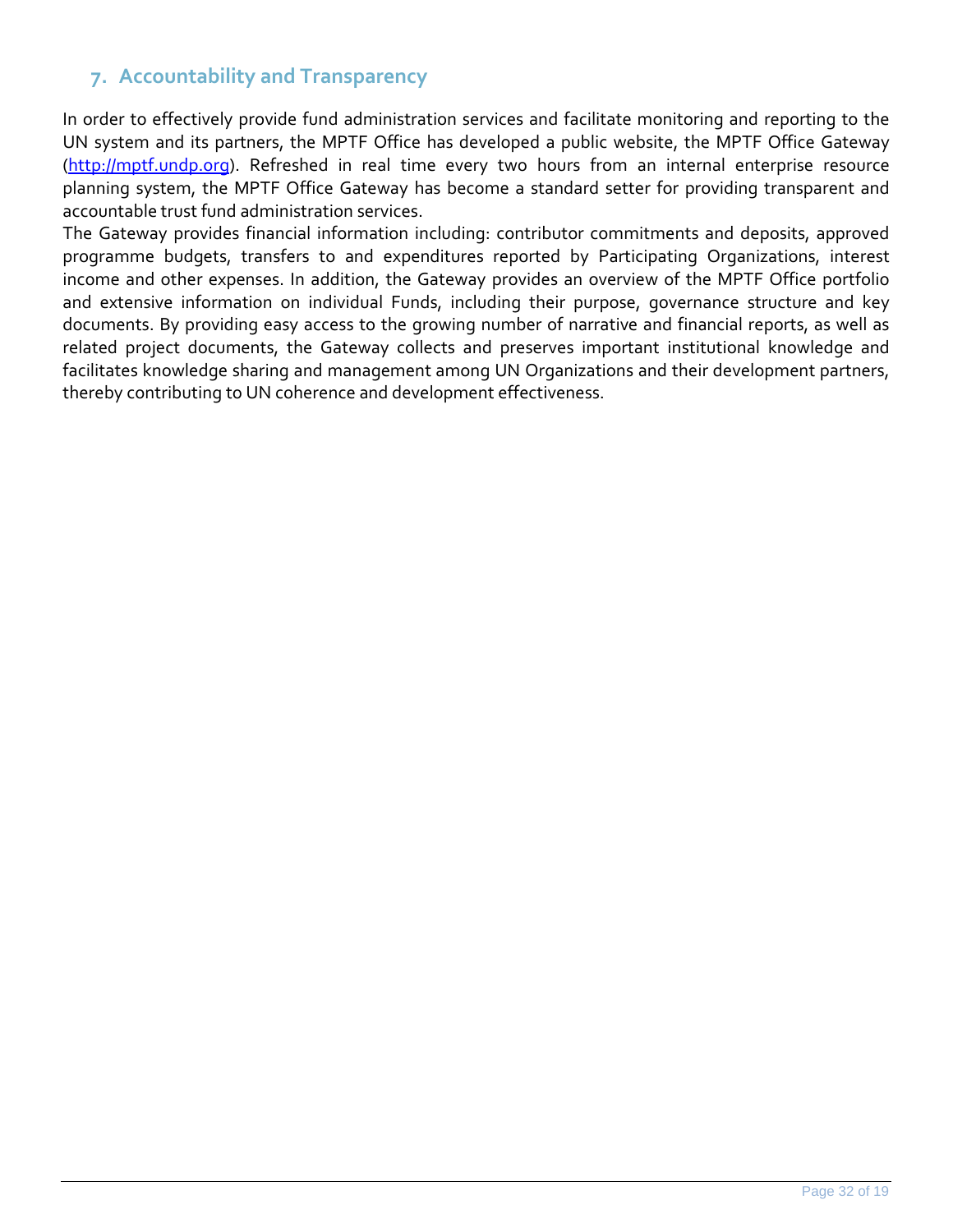## 7. Accountability and Transparency

In order to effectively provide fund administration services and facilitate monitoring and reporting to the UN system and its partners, the MPTF Office has developed a public website, the MPTF Office Gateway (http://mptf.undp.org). Refreshed in real time every two hours from an internal enterprise resource planning system, the MPTF Office Gateway has become a standard setter for providing transparent and accountable trust fund administration services.

The Gateway provides financial information including: contributor commitments and deposits, approved programme budgets, transfers to and expenditures reported by Participating Organizations, interest income and other expenses. In addition, the Gateway provides an overview of the MPTF Office portfolio and extensive information on individual Funds, including their purpose, governance structure and key documents. By providing easy access to the growing number of narrative and financial reports, as well as related project documents, the Gateway collects and preserves important institutional knowledge and facilitates knowledge sharing and management among UN Organizations and their development partners, thereby contributing to UN coherence and development effectiveness.